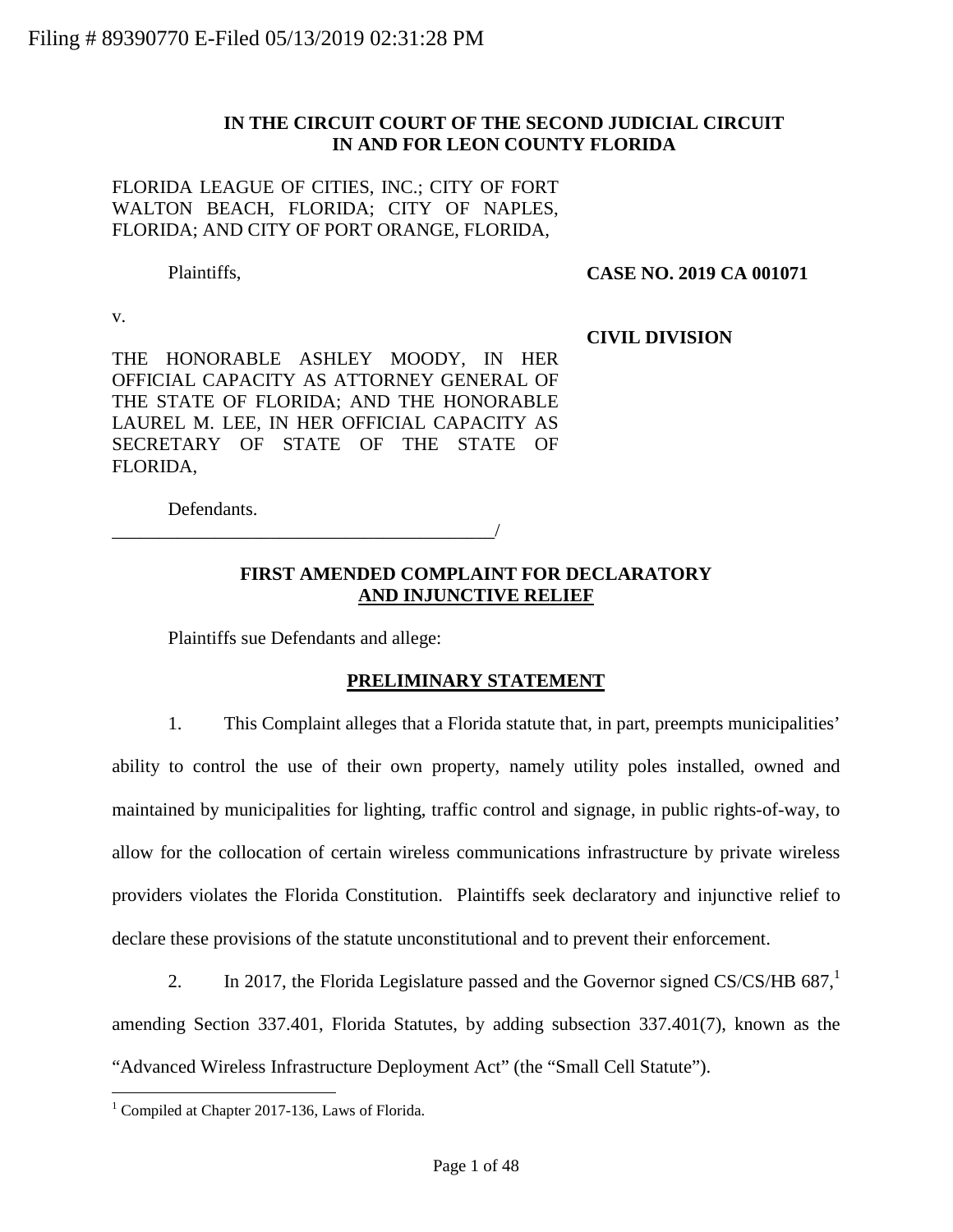Filing # 89390770 E-Filed 05/13/2019 02:31:28 PM

**IN THE CIRCUIT COURT OF THE SECOND JUDICIAL CIRCUIT IN AND FOR LEON COUNTY FLORIDA**

FLORIDA LEAGUE OF CITIES, INC.; CITY OF FORT WALTON BEACH, FLORIDA; CITY OF NAPLES, FLORIDA; AND CITY OF PORT ORANGE, FLORIDA,

Plaintiffs,

**CASE NO. 2019 CA 001071**

v.

**CIVIL DIVISION**

THE HONORABLE ASHLEY MOODY, IN HER OFFICIAL CAPACITY AS ATTORNEY GENERAL OF THE STATE OF FLORIDA; AND THE HONORABLE LAUREL M. LEE, IN HER OFFICIAL CAPACITY AS SECRETARY OF STATE OF THE STATE OF FLORIDA,

Defendants.

_________________________________________/

## FIRST AMENDED COMPLAINT FOR DECLARATORY AND INJUNCTIVE RELIEF

Plaintiffs sue Defendants and allege:

## PRELIMINARY STATEMENT

1. This Complaint alleges that a Florida statute that, in part, preempts municipalities' ability to control the use of their own property, namely utility poles installed, owned and maintained by municipalities for lighting, traffic control and signage, in public rights-of-way, to allow for the collocation of certain wireless communications infrastructure by private wireless providers violates the Florida Constitution. Plaintiffs seek declaratory and injunctive relief to declare these provisions of the statute unconstitutional and to prevent their enforcement.

2. In 2017, the Florida Legislature passed and the Governor signed CS/CS/HB 687,[1] amending Section 337.401, Florida Statutes, by adding subsection 337.401(7), known as the "Advanced Wireless Infrastructure Deployment Act" (the "Small Cell Statute").

[1] Compiled at Chapter 2017-136, Laws of Florida.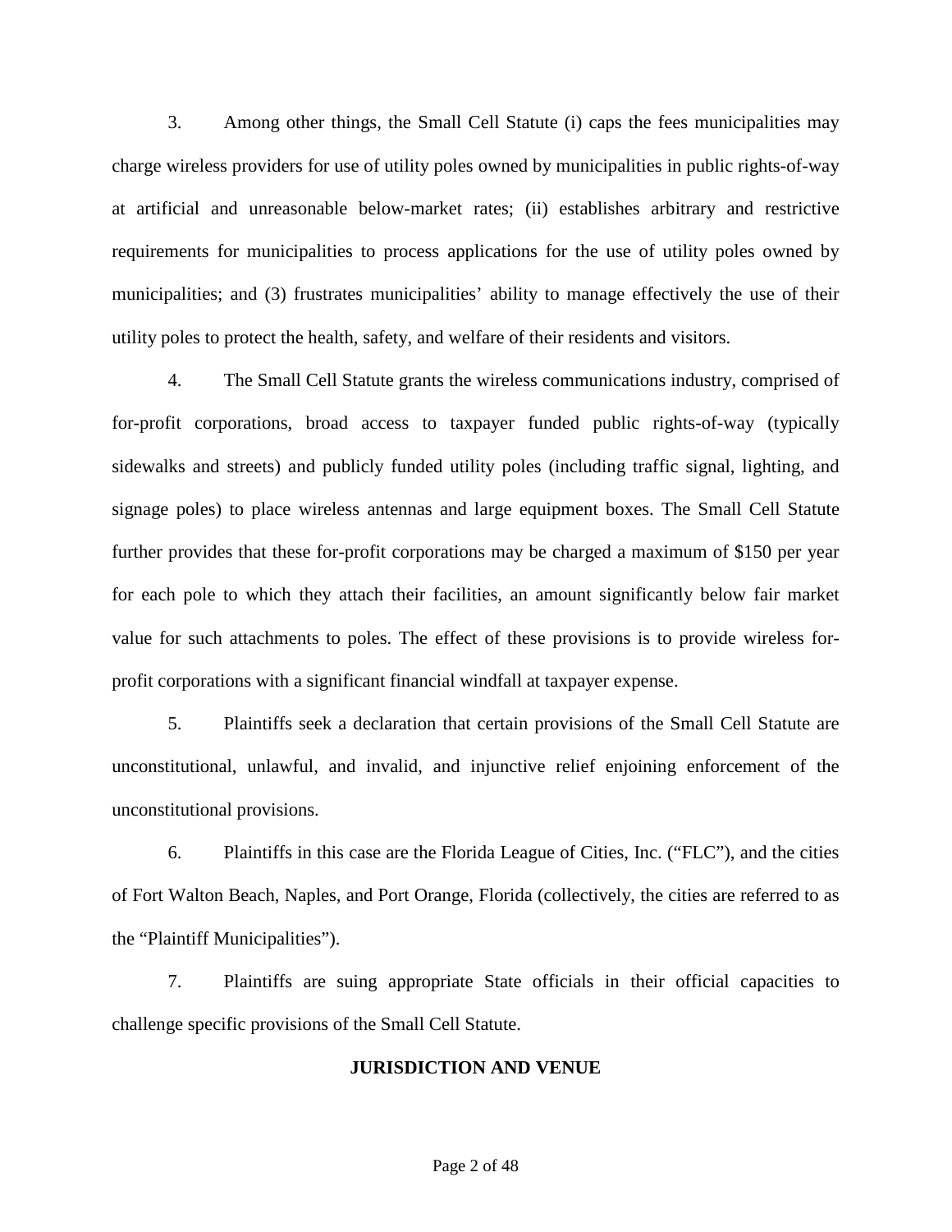3. Among other things, the Small Cell Statute (i) caps the fees municipalities may charge wireless providers for use of utility poles owned by municipalities in public rights-of-way at artificial and unreasonable below-market rates; (ii) establishes arbitrary and restrictive requirements for municipalities to process applications for the use of utility poles owned by municipalities; and (3) frustrates municipalities' ability to manage effectively the use of their utility poles to protect the health, safety, and welfare of their residents and visitors.

4. The Small Cell Statute grants the wireless communications industry, comprised of for-profit corporations, broad access to taxpayer funded public rights-of-way (typically sidewalks and streets) and publicly funded utility poles (including traffic signal, lighting, and signage poles) to place wireless antennas and large equipment boxes. The Small Cell Statute further provides that these for-profit corporations may be charged a maximum of $150 per year for each pole to which they attach their facilities, an amount significantly below fair market value for such attachments to poles. The effect of these provisions is to provide wireless for-profit corporations with a significant financial windfall at taxpayer expense.

5. Plaintiffs seek a declaration that certain provisions of the Small Cell Statute are unconstitutional, unlawful, and invalid, and injunctive relief enjoining enforcement of the unconstitutional provisions.

6. Plaintiffs in this case are the Florida League of Cities, Inc. ("FLC"), and the cities of Fort Walton Beach, Naples, and Port Orange, Florida (collectively, the cities are referred to as the "Plaintiff Municipalities").

7. Plaintiffs are suing appropriate State officials in their official capacities to challenge specific provisions of the Small Cell Statute.

## JURISDICTION AND VENUE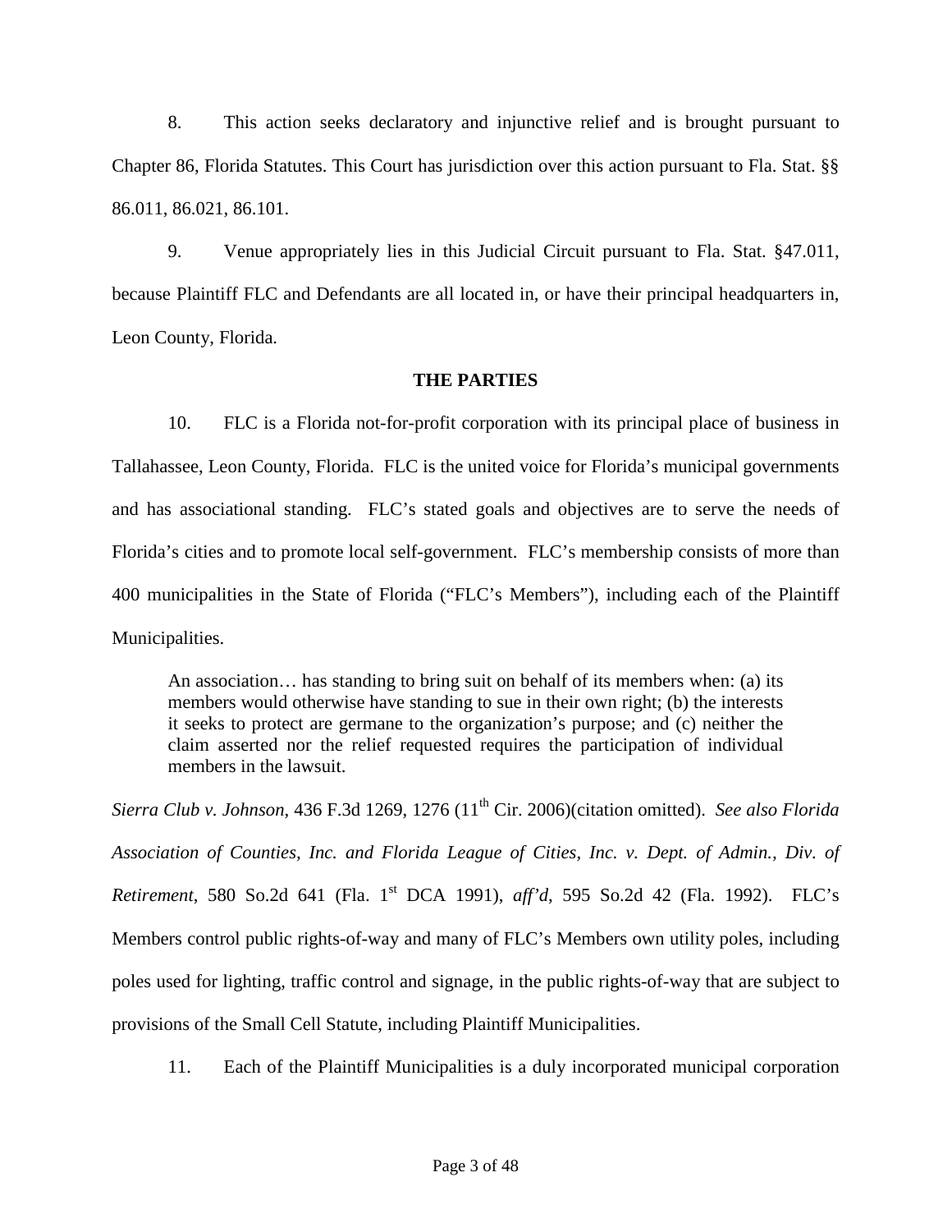8. This action seeks declaratory and injunctive relief and is brought pursuant to Chapter 86, Florida Statutes. This Court has jurisdiction over this action pursuant to Fla. Stat. §§ 86.011, 86.021, 86.101.

9. Venue appropriately lies in this Judicial Circuit pursuant to Fla. Stat. §47.011, because Plaintiff FLC and Defendants are all located in, or have their principal headquarters in, Leon County, Florida.

**THE PARTIES**

10. FLC is a Florida not-for-profit corporation with its principal place of business in Tallahassee, Leon County, Florida. FLC is the united voice for Florida's municipal governments and has associational standing. FLC's stated goals and objectives are to serve the needs of Florida's cities and to promote local self-government. FLC's membership consists of more than 400 municipalities in the State of Florida ("FLC's Members"), including each of the Plaintiff Municipalities.

> An association… has standing to bring suit on behalf of its members when: (a) its members would otherwise have standing to sue in their own right; (b) the interests it seeks to protect are germane to the organization's purpose; and (c) neither the claim asserted nor the relief requested requires the participation of individual members in the lawsuit.

*Sierra Club v. Johnson*, 436 F.3d 1269, 1276 (11th Cir. 2006)(citation omitted). *See also Florida Association of Counties, Inc. and Florida League of Cities, Inc. v. Dept. of Admin., Div. of Retirement*, 580 So.2d 641 (Fla. 1st DCA 1991), *aff'd*, 595 So.2d 42 (Fla. 1992). FLC's Members control public rights-of-way and many of FLC's Members own utility poles, including poles used for lighting, traffic control and signage, in the public rights-of-way that are subject to provisions of the Small Cell Statute, including Plaintiff Municipalities.

11. Each of the Plaintiff Municipalities is a duly incorporated municipal corporation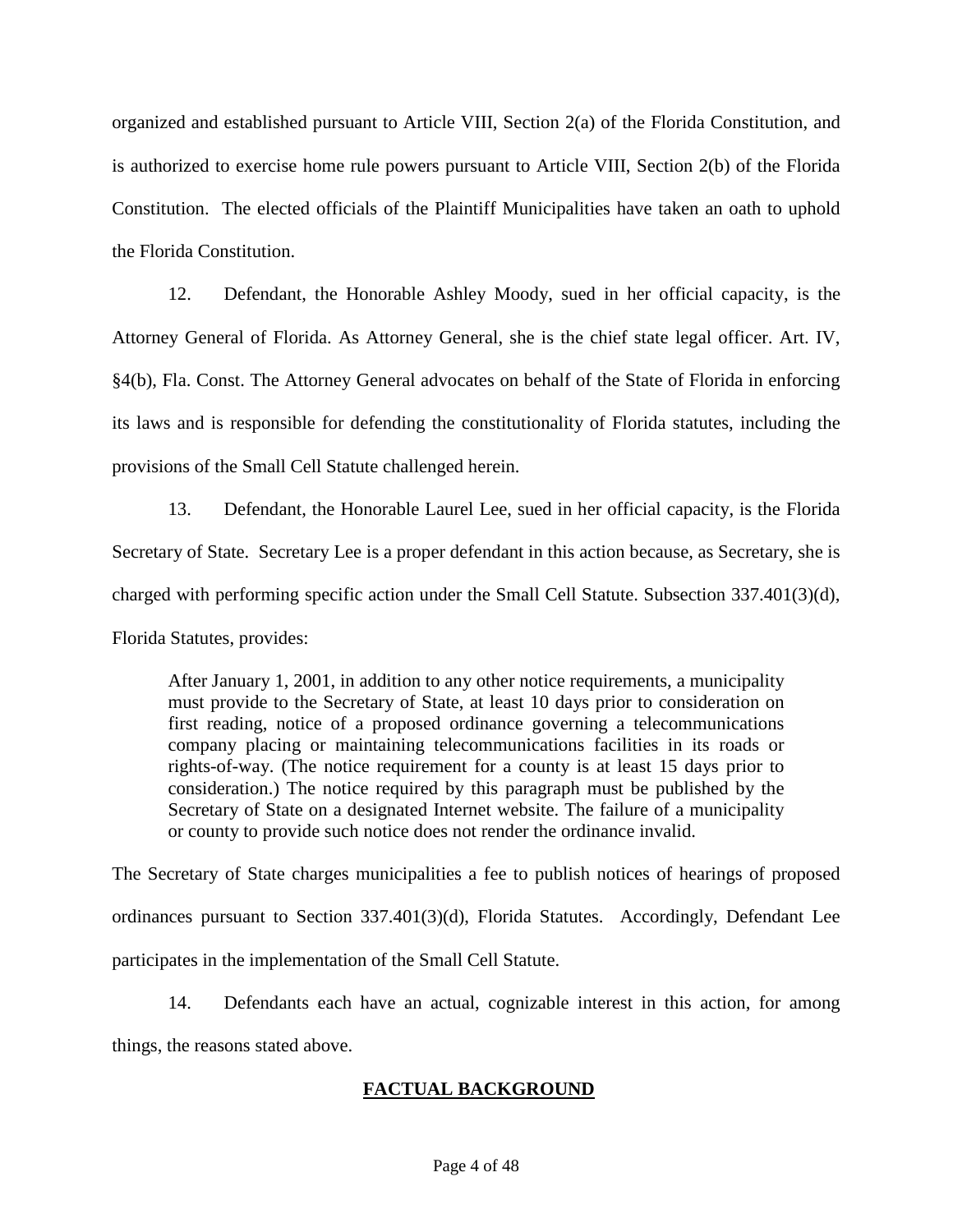organized and established pursuant to Article VIII, Section 2(a) of the Florida Constitution, and is authorized to exercise home rule powers pursuant to Article VIII, Section 2(b) of the Florida Constitution. The elected officials of the Plaintiff Municipalities have taken an oath to uphold the Florida Constitution.

12. Defendant, the Honorable Ashley Moody, sued in her official capacity, is the Attorney General of Florida. As Attorney General, she is the chief state legal officer. Art. IV, §4(b), Fla. Const. The Attorney General advocates on behalf of the State of Florida in enforcing its laws and is responsible for defending the constitutionality of Florida statutes, including the provisions of the Small Cell Statute challenged herein.

13. Defendant, the Honorable Laurel Lee, sued in her official capacity, is the Florida Secretary of State. Secretary Lee is a proper defendant in this action because, as Secretary, she is charged with performing specific action under the Small Cell Statute. Subsection 337.401(3)(d), Florida Statutes, provides:

> After January 1, 2001, in addition to any other notice requirements, a municipality must provide to the Secretary of State, at least 10 days prior to consideration on first reading, notice of a proposed ordinance governing a telecommunications company placing or maintaining telecommunications facilities in its roads or rights-of-way. (The notice requirement for a county is at least 15 days prior to consideration.) The notice required by this paragraph must be published by the Secretary of State on a designated Internet website. The failure of a municipality or county to provide such notice does not render the ordinance invalid.

The Secretary of State charges municipalities a fee to publish notices of hearings of proposed ordinances pursuant to Section 337.401(3)(d), Florida Statutes. Accordingly, Defendant Lee participates in the implementation of the Small Cell Statute.

14. Defendants each have an actual, cognizable interest in this action, for among things, the reasons stated above.

## FACTUAL BACKGROUND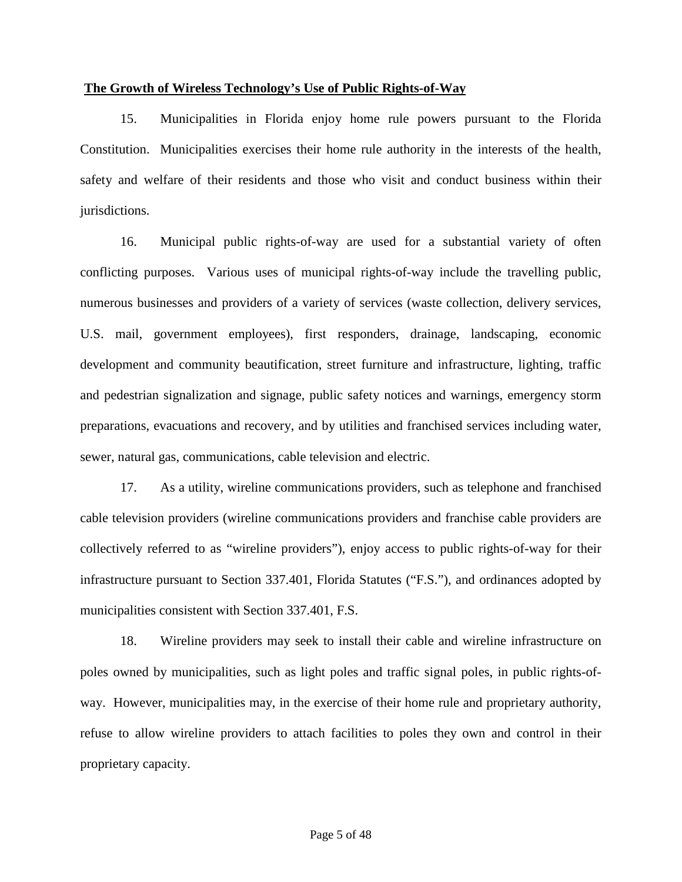**The Growth of Wireless Technology's Use of Public Rights-of-Way**

15. Municipalities in Florida enjoy home rule powers pursuant to the Florida Constitution. Municipalities exercises their home rule authority in the interests of the health, safety and welfare of their residents and those who visit and conduct business within their jurisdictions.

16. Municipal public rights-of-way are used for a substantial variety of often conflicting purposes. Various uses of municipal rights-of-way include the travelling public, numerous businesses and providers of a variety of services (waste collection, delivery services, U.S. mail, government employees), first responders, drainage, landscaping, economic development and community beautification, street furniture and infrastructure, lighting, traffic and pedestrian signalization and signage, public safety notices and warnings, emergency storm preparations, evacuations and recovery, and by utilities and franchised services including water, sewer, natural gas, communications, cable television and electric.

17. As a utility, wireline communications providers, such as telephone and franchised cable television providers (wireline communications providers and franchise cable providers are collectively referred to as "wireline providers"), enjoy access to public rights-of-way for their infrastructure pursuant to Section 337.401, Florida Statutes ("F.S."), and ordinances adopted by municipalities consistent with Section 337.401, F.S.

18. Wireline providers may seek to install their cable and wireline infrastructure on poles owned by municipalities, such as light poles and traffic signal poles, in public rights-of-way. However, municipalities may, in the exercise of their home rule and proprietary authority, refuse to allow wireline providers to attach facilities to poles they own and control in their proprietary capacity.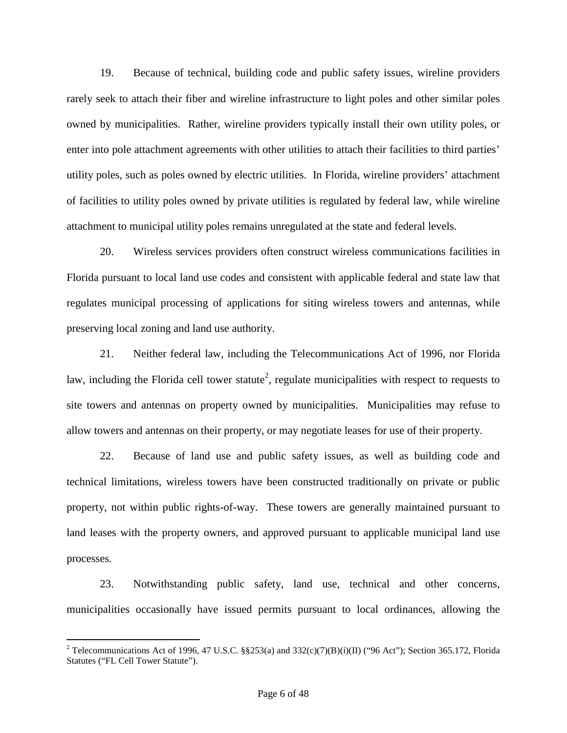19. Because of technical, building code and public safety issues, wireline providers rarely seek to attach their fiber and wireline infrastructure to light poles and other similar poles owned by municipalities. Rather, wireline providers typically install their own utility poles, or enter into pole attachment agreements with other utilities to attach their facilities to third parties' utility poles, such as poles owned by electric utilities. In Florida, wireline providers' attachment of facilities to utility poles owned by private utilities is regulated by federal law, while wireline attachment to municipal utility poles remains unregulated at the state and federal levels.

20. Wireless services providers often construct wireless communications facilities in Florida pursuant to local land use codes and consistent with applicable federal and state law that regulates municipal processing of applications for siting wireless towers and antennas, while preserving local zoning and land use authority.

21. Neither federal law, including the Telecommunications Act of 1996, nor Florida law, including the Florida cell tower statute[2], regulate municipalities with respect to requests to site towers and antennas on property owned by municipalities. Municipalities may refuse to allow towers and antennas on their property, or may negotiate leases for use of their property.

22. Because of land use and public safety issues, as well as building code and technical limitations, wireless towers have been constructed traditionally on private or public property, not within public rights-of-way. These towers are generally maintained pursuant to land leases with the property owners, and approved pursuant to applicable municipal land use processes.

23. Notwithstanding public safety, land use, technical and other concerns, municipalities occasionally have issued permits pursuant to local ordinances, allowing the

[2] Telecommunications Act of 1996, 47 U.S.C. §§253(a) and 332(c)(7)(B)(i)(II) ("96 Act"); Section 365.172, Florida Statutes ("FL Cell Tower Statute").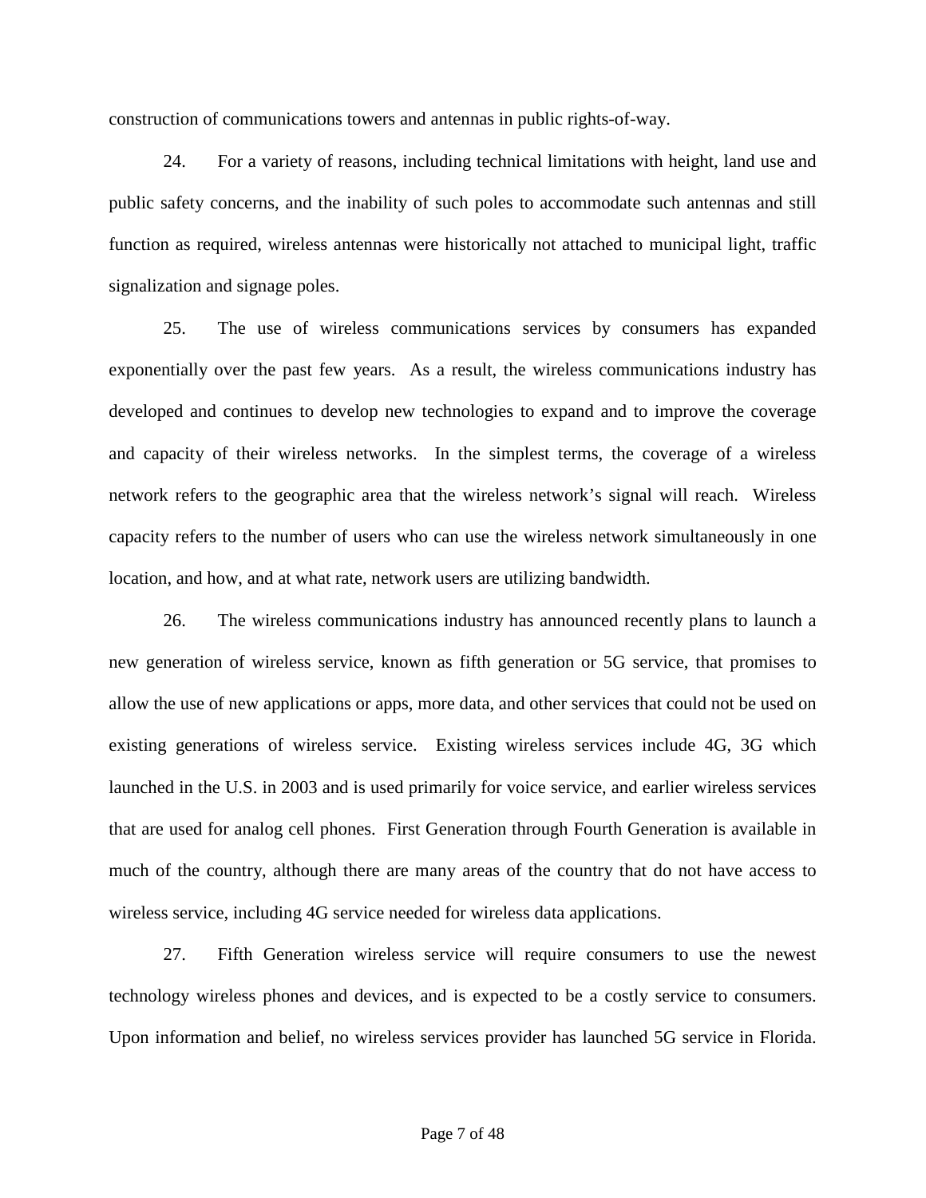construction of communications towers and antennas in public rights-of-way.

24. For a variety of reasons, including technical limitations with height, land use and public safety concerns, and the inability of such poles to accommodate such antennas and still function as required, wireless antennas were historically not attached to municipal light, traffic signalization and signage poles.

25. The use of wireless communications services by consumers has expanded exponentially over the past few years. As a result, the wireless communications industry has developed and continues to develop new technologies to expand and to improve the coverage and capacity of their wireless networks. In the simplest terms, the coverage of a wireless network refers to the geographic area that the wireless network's signal will reach. Wireless capacity refers to the number of users who can use the wireless network simultaneously in one location, and how, and at what rate, network users are utilizing bandwidth.

26. The wireless communications industry has announced recently plans to launch a new generation of wireless service, known as fifth generation or 5G service, that promises to allow the use of new applications or apps, more data, and other services that could not be used on existing generations of wireless service. Existing wireless services include 4G, 3G which launched in the U.S. in 2003 and is used primarily for voice service, and earlier wireless services that are used for analog cell phones. First Generation through Fourth Generation is available in much of the country, although there are many areas of the country that do not have access to wireless service, including 4G service needed for wireless data applications.

27. Fifth Generation wireless service will require consumers to use the newest technology wireless phones and devices, and is expected to be a costly service to consumers. Upon information and belief, no wireless services provider has launched 5G service in Florida.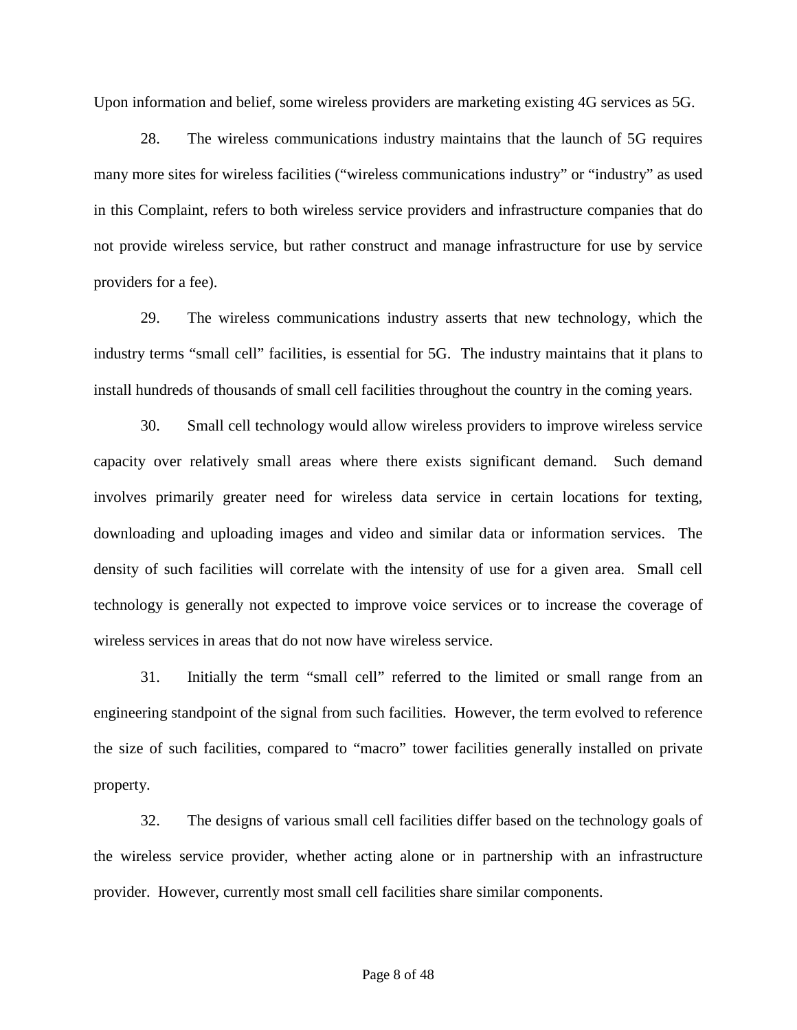Upon information and belief, some wireless providers are marketing existing 4G services as 5G.

28. The wireless communications industry maintains that the launch of 5G requires many more sites for wireless facilities ("wireless communications industry" or "industry" as used in this Complaint, refers to both wireless service providers and infrastructure companies that do not provide wireless service, but rather construct and manage infrastructure for use by service providers for a fee).

29. The wireless communications industry asserts that new technology, which the industry terms "small cell" facilities, is essential for 5G. The industry maintains that it plans to install hundreds of thousands of small cell facilities throughout the country in the coming years.

30. Small cell technology would allow wireless providers to improve wireless service capacity over relatively small areas where there exists significant demand. Such demand involves primarily greater need for wireless data service in certain locations for texting, downloading and uploading images and video and similar data or information services. The density of such facilities will correlate with the intensity of use for a given area. Small cell technology is generally not expected to improve voice services or to increase the coverage of wireless services in areas that do not now have wireless service.

31. Initially the term "small cell" referred to the limited or small range from an engineering standpoint of the signal from such facilities. However, the term evolved to reference the size of such facilities, compared to "macro" tower facilities generally installed on private property.

32. The designs of various small cell facilities differ based on the technology goals of the wireless service provider, whether acting alone or in partnership with an infrastructure provider. However, currently most small cell facilities share similar components.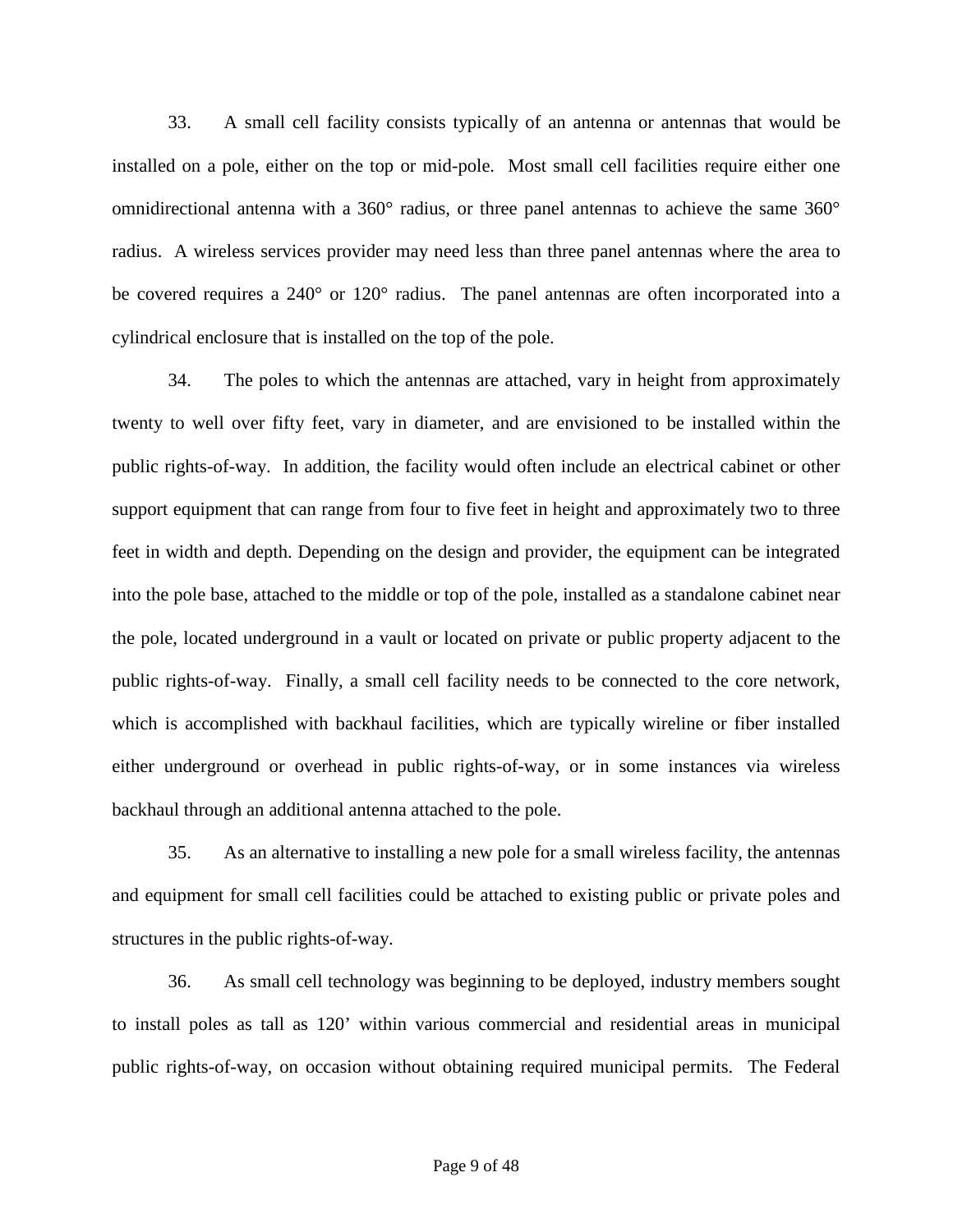33. A small cell facility consists typically of an antenna or antennas that would be installed on a pole, either on the top or mid-pole. Most small cell facilities require either one omnidirectional antenna with a 360° radius, or three panel antennas to achieve the same 360° radius. A wireless services provider may need less than three panel antennas where the area to be covered requires a 240° or 120° radius. The panel antennas are often incorporated into a cylindrical enclosure that is installed on the top of the pole.

34. The poles to which the antennas are attached, vary in height from approximately twenty to well over fifty feet, vary in diameter, and are envisioned to be installed within the public rights-of-way. In addition, the facility would often include an electrical cabinet or other support equipment that can range from four to five feet in height and approximately two to three feet in width and depth. Depending on the design and provider, the equipment can be integrated into the pole base, attached to the middle or top of the pole, installed as a standalone cabinet near the pole, located underground in a vault or located on private or public property adjacent to the public rights-of-way. Finally, a small cell facility needs to be connected to the core network, which is accomplished with backhaul facilities, which are typically wireline or fiber installed either underground or overhead in public rights-of-way, or in some instances via wireless backhaul through an additional antenna attached to the pole.

35. As an alternative to installing a new pole for a small wireless facility, the antennas and equipment for small cell facilities could be attached to existing public or private poles and structures in the public rights-of-way.

36. As small cell technology was beginning to be deployed, industry members sought to install poles as tall as 120' within various commercial and residential areas in municipal public rights-of-way, on occasion without obtaining required municipal permits. The Federal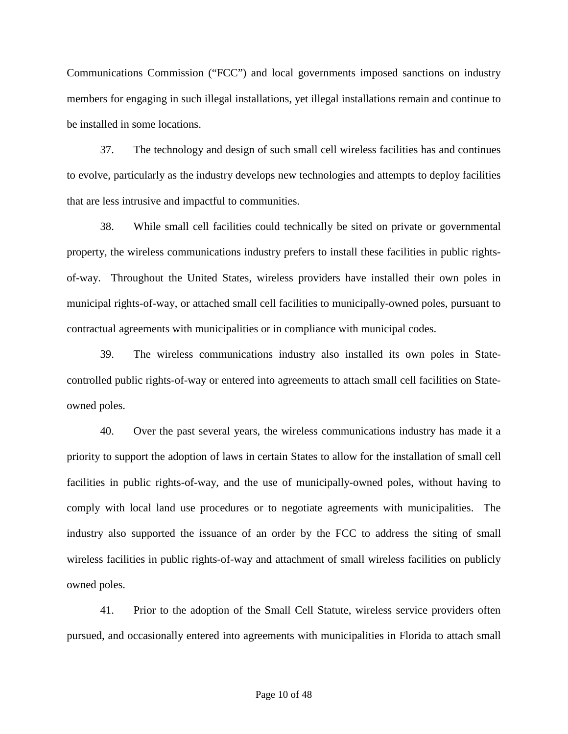Communications Commission ("FCC") and local governments imposed sanctions on industry members for engaging in such illegal installations, yet illegal installations remain and continue to be installed in some locations.

37. The technology and design of such small cell wireless facilities has and continues to evolve, particularly as the industry develops new technologies and attempts to deploy facilities that are less intrusive and impactful to communities.

38. While small cell facilities could technically be sited on private or governmental property, the wireless communications industry prefers to install these facilities in public rights-of-way. Throughout the United States, wireless providers have installed their own poles in municipal rights-of-way, or attached small cell facilities to municipally-owned poles, pursuant to contractual agreements with municipalities or in compliance with municipal codes.

39. The wireless communications industry also installed its own poles in State-controlled public rights-of-way or entered into agreements to attach small cell facilities on State-owned poles.

40. Over the past several years, the wireless communications industry has made it a priority to support the adoption of laws in certain States to allow for the installation of small cell facilities in public rights-of-way, and the use of municipally-owned poles, without having to comply with local land use procedures or to negotiate agreements with municipalities. The industry also supported the issuance of an order by the FCC to address the siting of small wireless facilities in public rights-of-way and attachment of small wireless facilities on publicly owned poles.

41. Prior to the adoption of the Small Cell Statute, wireless service providers often pursued, and occasionally entered into agreements with municipalities in Florida to attach small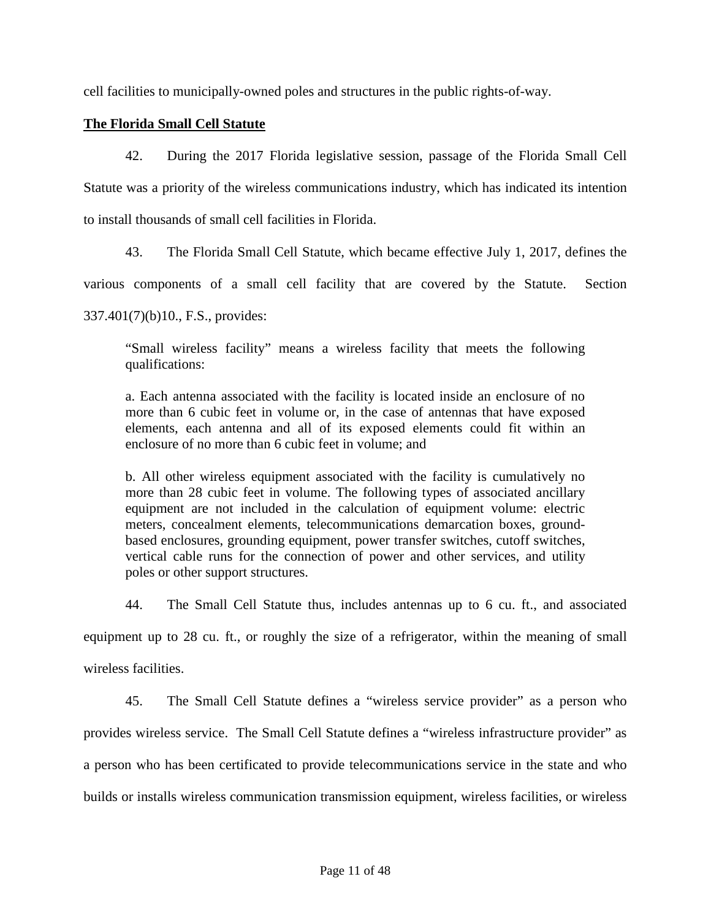cell facilities to municipally-owned poles and structures in the public rights-of-way.

**The Florida Small Cell Statute**

42. During the 2017 Florida legislative session, passage of the Florida Small Cell Statute was a priority of the wireless communications industry, which has indicated its intention to install thousands of small cell facilities in Florida.

43. The Florida Small Cell Statute, which became effective July 1, 2017, defines the various components of a small cell facility that are covered by the Statute. Section 337.401(7)(b)10., F.S., provides:

> "Small wireless facility" means a wireless facility that meets the following qualifications:
>
> a. Each antenna associated with the facility is located inside an enclosure of no more than 6 cubic feet in volume or, in the case of antennas that have exposed elements, each antenna and all of its exposed elements could fit within an enclosure of no more than 6 cubic feet in volume; and
>
> b. All other wireless equipment associated with the facility is cumulatively no more than 28 cubic feet in volume. The following types of associated ancillary equipment are not included in the calculation of equipment volume: electric meters, concealment elements, telecommunications demarcation boxes, ground-based enclosures, grounding equipment, power transfer switches, cutoff switches, vertical cable runs for the connection of power and other services, and utility poles or other support structures.

44. The Small Cell Statute thus, includes antennas up to 6 cu. ft., and associated equipment up to 28 cu. ft., or roughly the size of a refrigerator, within the meaning of small wireless facilities.

45. The Small Cell Statute defines a "wireless service provider" as a person who provides wireless service. The Small Cell Statute defines a "wireless infrastructure provider" as a person who has been certificated to provide telecommunications service in the state and who builds or installs wireless communication transmission equipment, wireless facilities, or wireless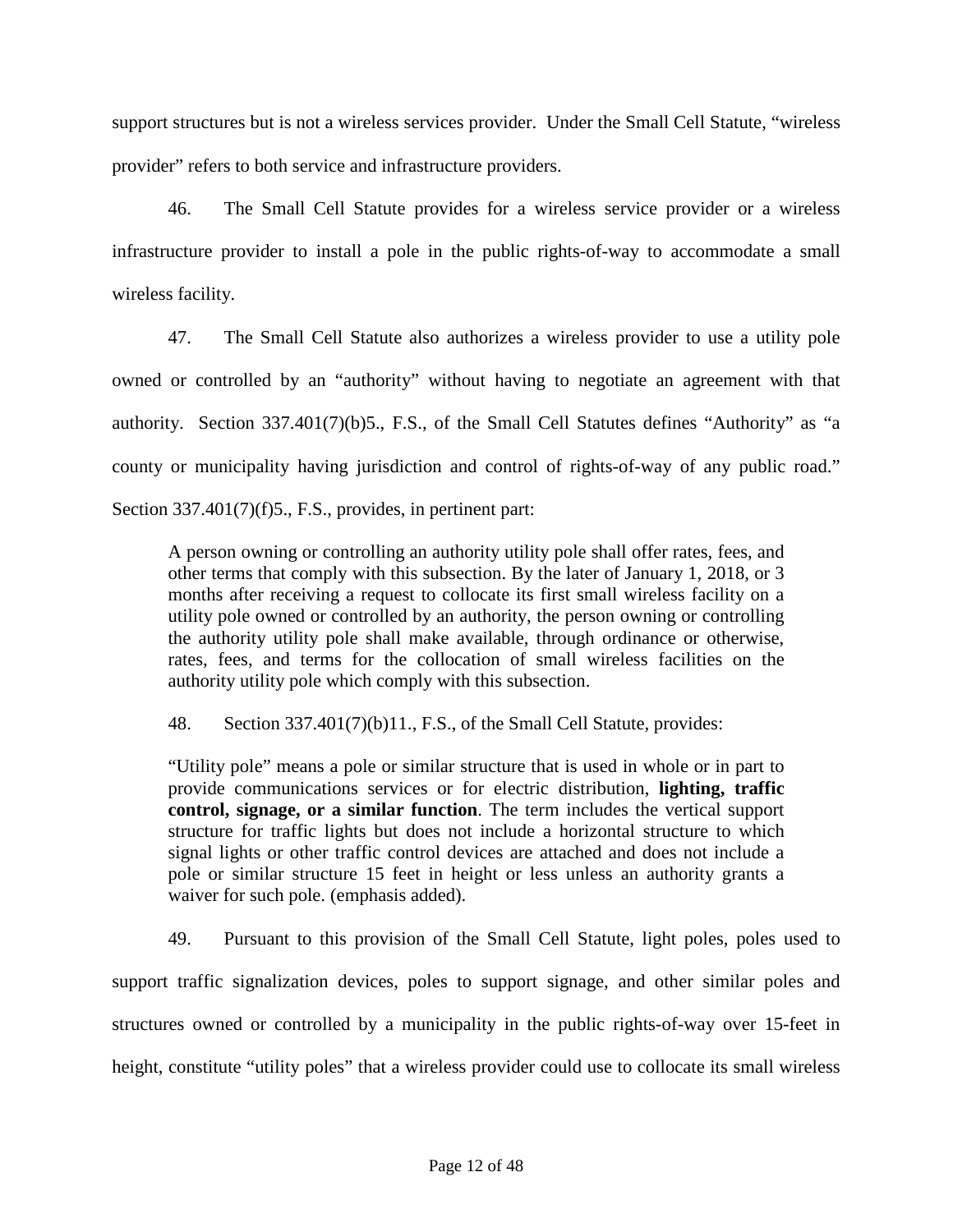support structures but is not a wireless services provider. Under the Small Cell Statute, "wireless provider" refers to both service and infrastructure providers.

46. The Small Cell Statute provides for a wireless service provider or a wireless infrastructure provider to install a pole in the public rights-of-way to accommodate a small wireless facility.

47. The Small Cell Statute also authorizes a wireless provider to use a utility pole owned or controlled by an "authority" without having to negotiate an agreement with that authority. Section 337.401(7)(b)5., F.S., of the Small Cell Statutes defines "Authority" as "a county or municipality having jurisdiction and control of rights-of-way of any public road." Section 337.401(7)(f)5., F.S., provides, in pertinent part:

> A person owning or controlling an authority utility pole shall offer rates, fees, and other terms that comply with this subsection. By the later of January 1, 2018, or 3 months after receiving a request to collocate its first small wireless facility on a utility pole owned or controlled by an authority, the person owning or controlling the authority utility pole shall make available, through ordinance or otherwise, rates, fees, and terms for the collocation of small wireless facilities on the authority utility pole which comply with this subsection.

48. Section 337.401(7)(b)11., F.S., of the Small Cell Statute, provides:

> "Utility pole" means a pole or similar structure that is used in whole or in part to provide communications services or for electric distribution, **lighting, traffic control, signage, or a similar function**. The term includes the vertical support structure for traffic lights but does not include a horizontal structure to which signal lights or other traffic control devices are attached and does not include a pole or similar structure 15 feet in height or less unless an authority grants a waiver for such pole. (emphasis added).

49. Pursuant to this provision of the Small Cell Statute, light poles, poles used to support traffic signalization devices, poles to support signage, and other similar poles and structures owned or controlled by a municipality in the public rights-of-way over 15-feet in height, constitute "utility poles" that a wireless provider could use to collocate its small wireless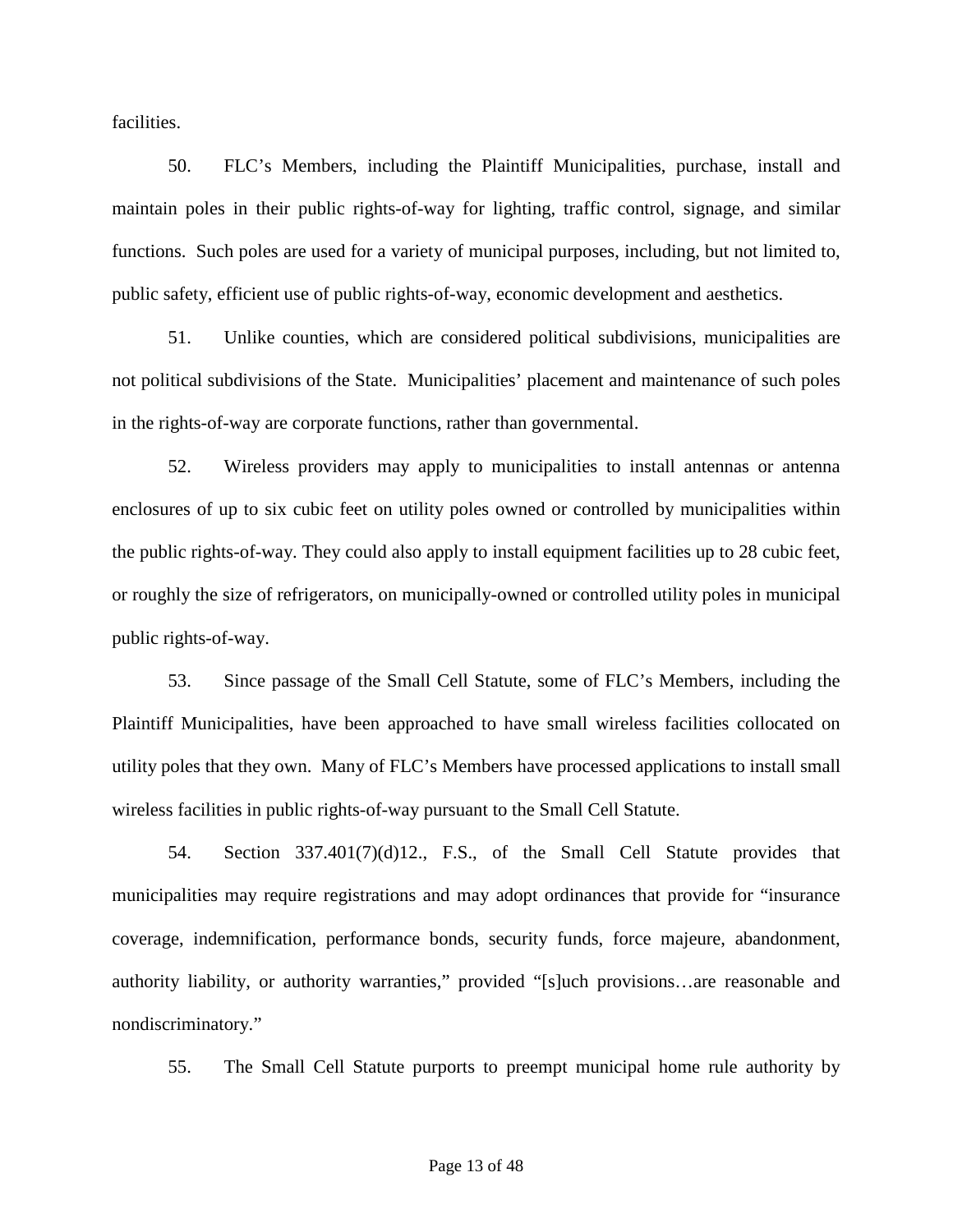facilities.

50. FLC's Members, including the Plaintiff Municipalities, purchase, install and maintain poles in their public rights-of-way for lighting, traffic control, signage, and similar functions. Such poles are used for a variety of municipal purposes, including, but not limited to, public safety, efficient use of public rights-of-way, economic development and aesthetics.

51. Unlike counties, which are considered political subdivisions, municipalities are not political subdivisions of the State. Municipalities' placement and maintenance of such poles in the rights-of-way are corporate functions, rather than governmental.

52. Wireless providers may apply to municipalities to install antennas or antenna enclosures of up to six cubic feet on utility poles owned or controlled by municipalities within the public rights-of-way. They could also apply to install equipment facilities up to 28 cubic feet, or roughly the size of refrigerators, on municipally-owned or controlled utility poles in municipal public rights-of-way.

53. Since passage of the Small Cell Statute, some of FLC's Members, including the Plaintiff Municipalities, have been approached to have small wireless facilities collocated on utility poles that they own. Many of FLC's Members have processed applications to install small wireless facilities in public rights-of-way pursuant to the Small Cell Statute.

54. Section 337.401(7)(d)12., F.S., of the Small Cell Statute provides that municipalities may require registrations and may adopt ordinances that provide for "insurance coverage, indemnification, performance bonds, security funds, force majeure, abandonment, authority liability, or authority warranties," provided "[s]uch provisions…are reasonable and nondiscriminatory."

55. The Small Cell Statute purports to preempt municipal home rule authority by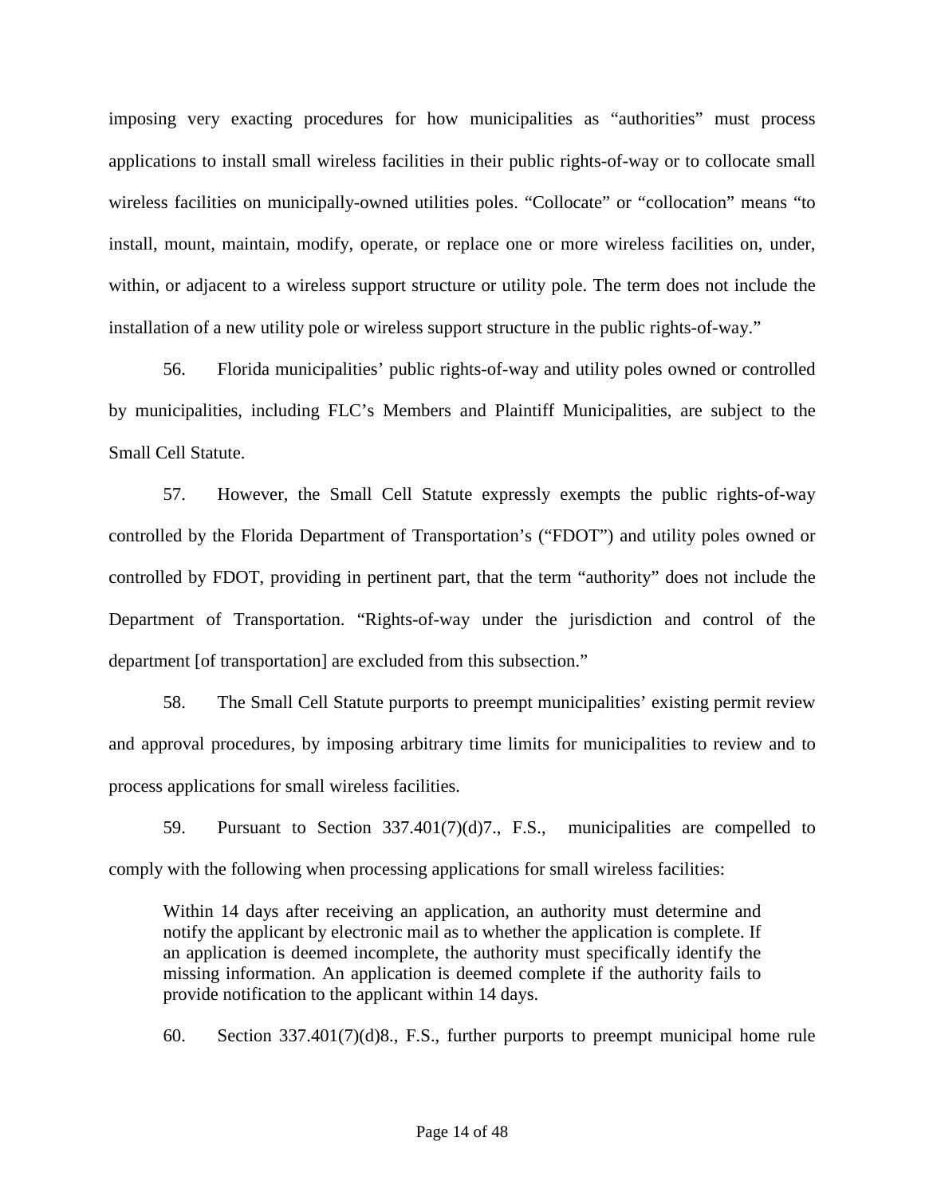imposing very exacting procedures for how municipalities as "authorities" must process applications to install small wireless facilities in their public rights-of-way or to collocate small wireless facilities on municipally-owned utilities poles. "Collocate" or "collocation" means "to install, mount, maintain, modify, operate, or replace one or more wireless facilities on, under, within, or adjacent to a wireless support structure or utility pole. The term does not include the installation of a new utility pole or wireless support structure in the public rights-of-way."

56. Florida municipalities' public rights-of-way and utility poles owned or controlled by municipalities, including FLC's Members and Plaintiff Municipalities, are subject to the Small Cell Statute.

57. However, the Small Cell Statute expressly exempts the public rights-of-way controlled by the Florida Department of Transportation's ("FDOT") and utility poles owned or controlled by FDOT, providing in pertinent part, that the term "authority" does not include the Department of Transportation. "Rights-of-way under the jurisdiction and control of the department [of transportation] are excluded from this subsection."

58. The Small Cell Statute purports to preempt municipalities' existing permit review and approval procedures, by imposing arbitrary time limits for municipalities to review and to process applications for small wireless facilities.

59. Pursuant to Section 337.401(7)(d)7., F.S., municipalities are compelled to comply with the following when processing applications for small wireless facilities:

> Within 14 days after receiving an application, an authority must determine and notify the applicant by electronic mail as to whether the application is complete. If an application is deemed incomplete, the authority must specifically identify the missing information. An application is deemed complete if the authority fails to provide notification to the applicant within 14 days.

60. Section 337.401(7)(d)8., F.S., further purports to preempt municipal home rule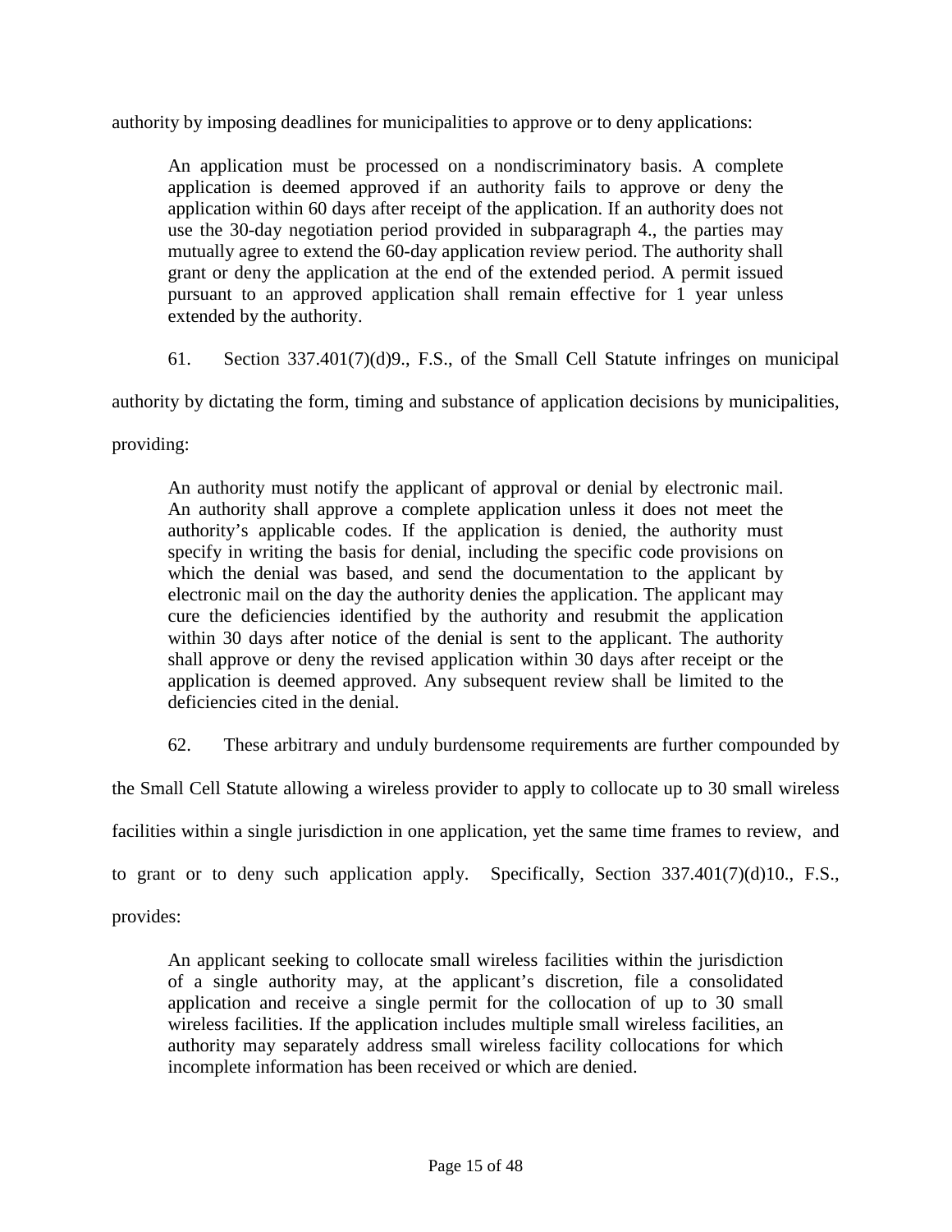authority by imposing deadlines for municipalities to approve or to deny applications:

> An application must be processed on a nondiscriminatory basis. A complete application is deemed approved if an authority fails to approve or deny the application within 60 days after receipt of the application. If an authority does not use the 30-day negotiation period provided in subparagraph 4., the parties may mutually agree to extend the 60-day application review period. The authority shall grant or deny the application at the end of the extended period. A permit issued pursuant to an approved application shall remain effective for 1 year unless extended by the authority.

61. Section 337.401(7)(d)9., F.S., of the Small Cell Statute infringes on municipal authority by dictating the form, timing and substance of application decisions by municipalities, providing:

> An authority must notify the applicant of approval or denial by electronic mail. An authority shall approve a complete application unless it does not meet the authority's applicable codes. If the application is denied, the authority must specify in writing the basis for denial, including the specific code provisions on which the denial was based, and send the documentation to the applicant by electronic mail on the day the authority denies the application. The applicant may cure the deficiencies identified by the authority and resubmit the application within 30 days after notice of the denial is sent to the applicant. The authority shall approve or deny the revised application within 30 days after receipt or the application is deemed approved. Any subsequent review shall be limited to the deficiencies cited in the denial.

62. These arbitrary and unduly burdensome requirements are further compounded by the Small Cell Statute allowing a wireless provider to apply to collocate up to 30 small wireless facilities within a single jurisdiction in one application, yet the same time frames to review, and to grant or to deny such application apply. Specifically, Section 337.401(7)(d)10., F.S., provides:

> An applicant seeking to collocate small wireless facilities within the jurisdiction of a single authority may, at the applicant's discretion, file a consolidated application and receive a single permit for the collocation of up to 30 small wireless facilities. If the application includes multiple small wireless facilities, an authority may separately address small wireless facility collocations for which incomplete information has been received or which are denied.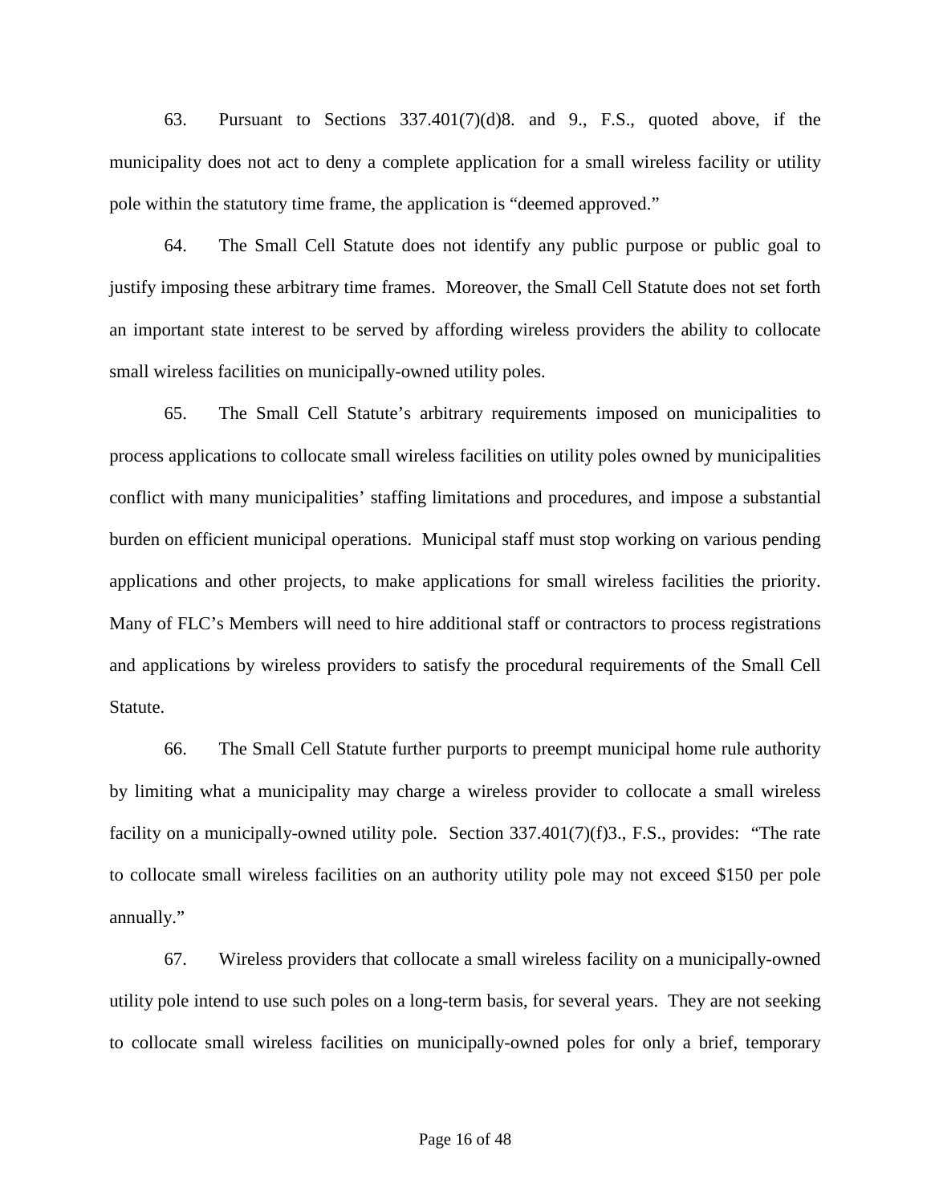63. Pursuant to Sections 337.401(7)(d)8. and 9., F.S., quoted above, if the municipality does not act to deny a complete application for a small wireless facility or utility pole within the statutory time frame, the application is "deemed approved."

64. The Small Cell Statute does not identify any public purpose or public goal to justify imposing these arbitrary time frames. Moreover, the Small Cell Statute does not set forth an important state interest to be served by affording wireless providers the ability to collocate small wireless facilities on municipally-owned utility poles.

65. The Small Cell Statute's arbitrary requirements imposed on municipalities to process applications to collocate small wireless facilities on utility poles owned by municipalities conflict with many municipalities' staffing limitations and procedures, and impose a substantial burden on efficient municipal operations. Municipal staff must stop working on various pending applications and other projects, to make applications for small wireless facilities the priority. Many of FLC's Members will need to hire additional staff or contractors to process registrations and applications by wireless providers to satisfy the procedural requirements of the Small Cell Statute.

66. The Small Cell Statute further purports to preempt municipal home rule authority by limiting what a municipality may charge a wireless provider to collocate a small wireless facility on a municipally-owned utility pole. Section 337.401(7)(f)3., F.S., provides: "The rate to collocate small wireless facilities on an authority utility pole may not exceed $150 per pole annually."

67. Wireless providers that collocate a small wireless facility on a municipally-owned utility pole intend to use such poles on a long-term basis, for several years. They are not seeking to collocate small wireless facilities on municipally-owned poles for only a brief, temporary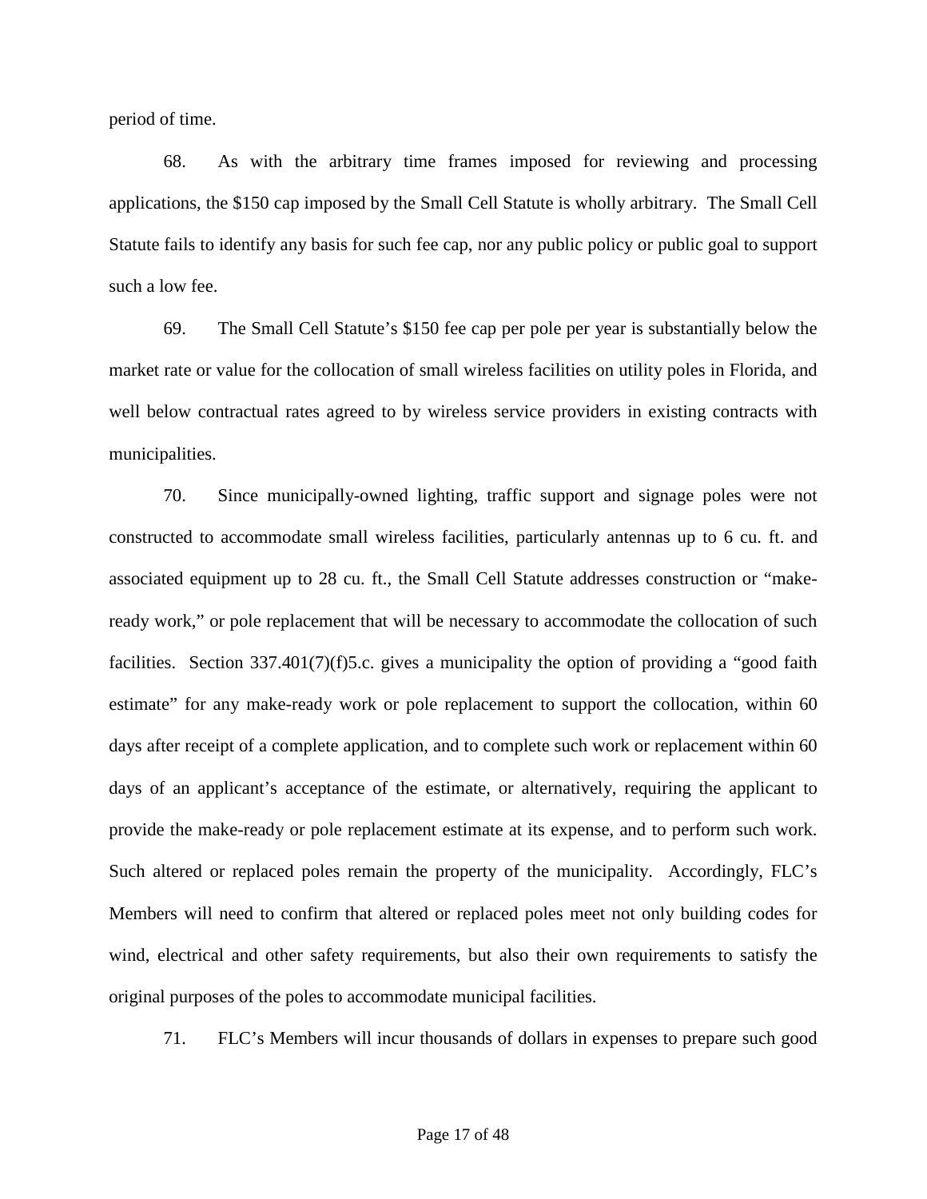period of time.

68. As with the arbitrary time frames imposed for reviewing and processing applications, the $150 cap imposed by the Small Cell Statute is wholly arbitrary. The Small Cell Statute fails to identify any basis for such fee cap, nor any public policy or public goal to support such a low fee.

69. The Small Cell Statute's $150 fee cap per pole per year is substantially below the market rate or value for the collocation of small wireless facilities on utility poles in Florida, and well below contractual rates agreed to by wireless service providers in existing contracts with municipalities.

70. Since municipally-owned lighting, traffic support and signage poles were not constructed to accommodate small wireless facilities, particularly antennas up to 6 cu. ft. and associated equipment up to 28 cu. ft., the Small Cell Statute addresses construction or "make-ready work," or pole replacement that will be necessary to accommodate the collocation of such facilities. Section 337.401(7)(f)5.c. gives a municipality the option of providing a "good faith estimate" for any make-ready work or pole replacement to support the collocation, within 60 days after receipt of a complete application, and to complete such work or replacement within 60 days of an applicant's acceptance of the estimate, or alternatively, requiring the applicant to provide the make-ready or pole replacement estimate at its expense, and to perform such work. Such altered or replaced poles remain the property of the municipality. Accordingly, FLC's Members will need to confirm that altered or replaced poles meet not only building codes for wind, electrical and other safety requirements, but also their own requirements to satisfy the original purposes of the poles to accommodate municipal facilities.

71. FLC's Members will incur thousands of dollars in expenses to prepare such good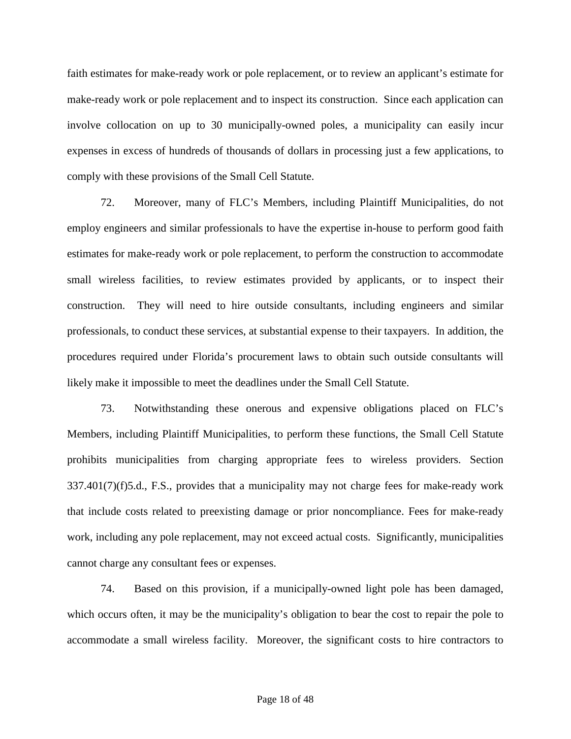faith estimates for make-ready work or pole replacement, or to review an applicant's estimate for make-ready work or pole replacement and to inspect its construction. Since each application can involve collocation on up to 30 municipally-owned poles, a municipality can easily incur expenses in excess of hundreds of thousands of dollars in processing just a few applications, to comply with these provisions of the Small Cell Statute.

72. Moreover, many of FLC's Members, including Plaintiff Municipalities, do not employ engineers and similar professionals to have the expertise in-house to perform good faith estimates for make-ready work or pole replacement, to perform the construction to accommodate small wireless facilities, to review estimates provided by applicants, or to inspect their construction. They will need to hire outside consultants, including engineers and similar professionals, to conduct these services, at substantial expense to their taxpayers. In addition, the procedures required under Florida's procurement laws to obtain such outside consultants will likely make it impossible to meet the deadlines under the Small Cell Statute.

73. Notwithstanding these onerous and expensive obligations placed on FLC's Members, including Plaintiff Municipalities, to perform these functions, the Small Cell Statute prohibits municipalities from charging appropriate fees to wireless providers. Section 337.401(7)(f)5.d., F.S., provides that a municipality may not charge fees for make-ready work that include costs related to preexisting damage or prior noncompliance. Fees for make-ready work, including any pole replacement, may not exceed actual costs. Significantly, municipalities cannot charge any consultant fees or expenses.

74. Based on this provision, if a municipally-owned light pole has been damaged, which occurs often, it may be the municipality's obligation to bear the cost to repair the pole to accommodate a small wireless facility. Moreover, the significant costs to hire contractors to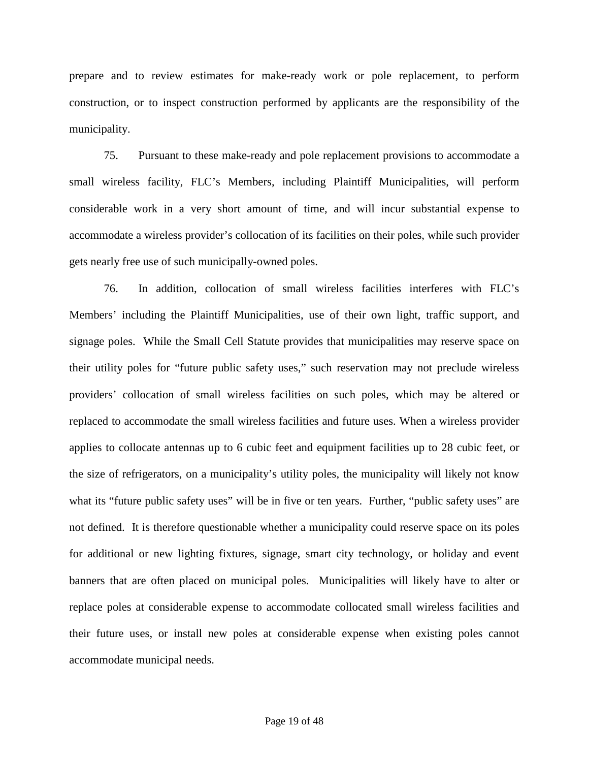prepare and to review estimates for make-ready work or pole replacement, to perform construction, or to inspect construction performed by applicants are the responsibility of the municipality.

75. Pursuant to these make-ready and pole replacement provisions to accommodate a small wireless facility, FLC's Members, including Plaintiff Municipalities, will perform considerable work in a very short amount of time, and will incur substantial expense to accommodate a wireless provider's collocation of its facilities on their poles, while such provider gets nearly free use of such municipally-owned poles.

76. In addition, collocation of small wireless facilities interferes with FLC's Members' including the Plaintiff Municipalities, use of their own light, traffic support, and signage poles. While the Small Cell Statute provides that municipalities may reserve space on their utility poles for "future public safety uses," such reservation may not preclude wireless providers' collocation of small wireless facilities on such poles, which may be altered or replaced to accommodate the small wireless facilities and future uses. When a wireless provider applies to collocate antennas up to 6 cubic feet and equipment facilities up to 28 cubic feet, or the size of refrigerators, on a municipality's utility poles, the municipality will likely not know what its "future public safety uses" will be in five or ten years. Further, "public safety uses" are not defined. It is therefore questionable whether a municipality could reserve space on its poles for additional or new lighting fixtures, signage, smart city technology, or holiday and event banners that are often placed on municipal poles. Municipalities will likely have to alter or replace poles at considerable expense to accommodate collocated small wireless facilities and their future uses, or install new poles at considerable expense when existing poles cannot accommodate municipal needs.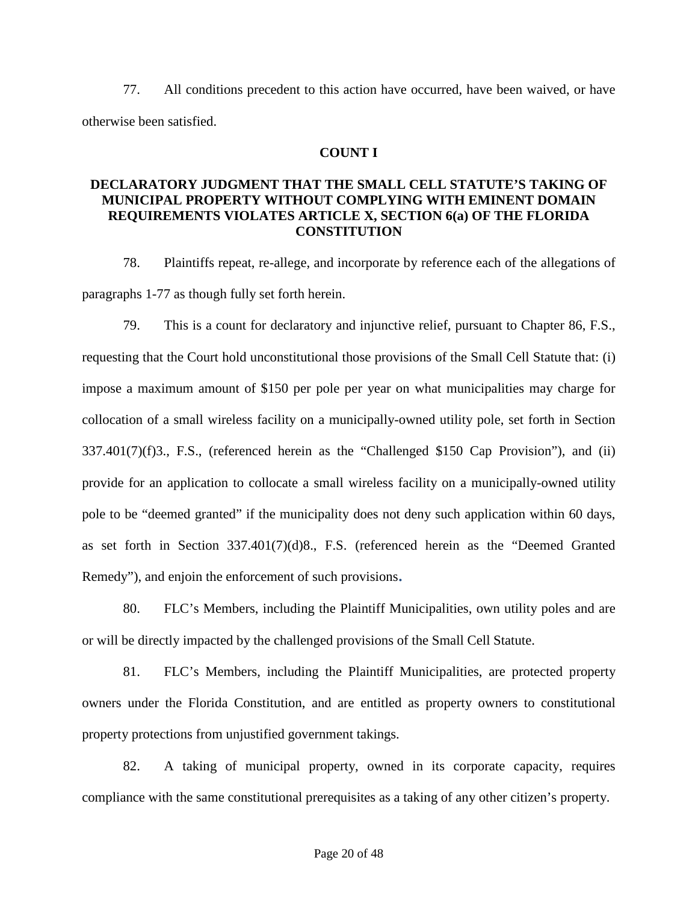77. All conditions precedent to this action have occurred, have been waived, or have otherwise been satisfied.

## COUNT I

### DECLARATORY JUDGMENT THAT THE SMALL CELL STATUTE'S TAKING OF MUNICIPAL PROPERTY WITHOUT COMPLYING WITH EMINENT DOMAIN REQUIREMENTS VIOLATES ARTICLE X, SECTION 6(a) OF THE FLORIDA CONSTITUTION

78. Plaintiffs repeat, re-allege, and incorporate by reference each of the allegations of paragraphs 1-77 as though fully set forth herein.

79. This is a count for declaratory and injunctive relief, pursuant to Chapter 86, F.S., requesting that the Court hold unconstitutional those provisions of the Small Cell Statute that: (i) impose a maximum amount of $150 per pole per year on what municipalities may charge for collocation of a small wireless facility on a municipally-owned utility pole, set forth in Section 337.401(7)(f)3., F.S., (referenced herein as the "Challenged $150 Cap Provision"), and (ii) provide for an application to collocate a small wireless facility on a municipally-owned utility pole to be "deemed granted" if the municipality does not deny such application within 60 days, as set forth in Section 337.401(7)(d)8., F.S. (referenced herein as the "Deemed Granted Remedy"), and enjoin the enforcement of such provisions.

80. FLC's Members, including the Plaintiff Municipalities, own utility poles and are or will be directly impacted by the challenged provisions of the Small Cell Statute.

81. FLC's Members, including the Plaintiff Municipalities, are protected property owners under the Florida Constitution, and are entitled as property owners to constitutional property protections from unjustified government takings.

82. A taking of municipal property, owned in its corporate capacity, requires compliance with the same constitutional prerequisites as a taking of any other citizen's property.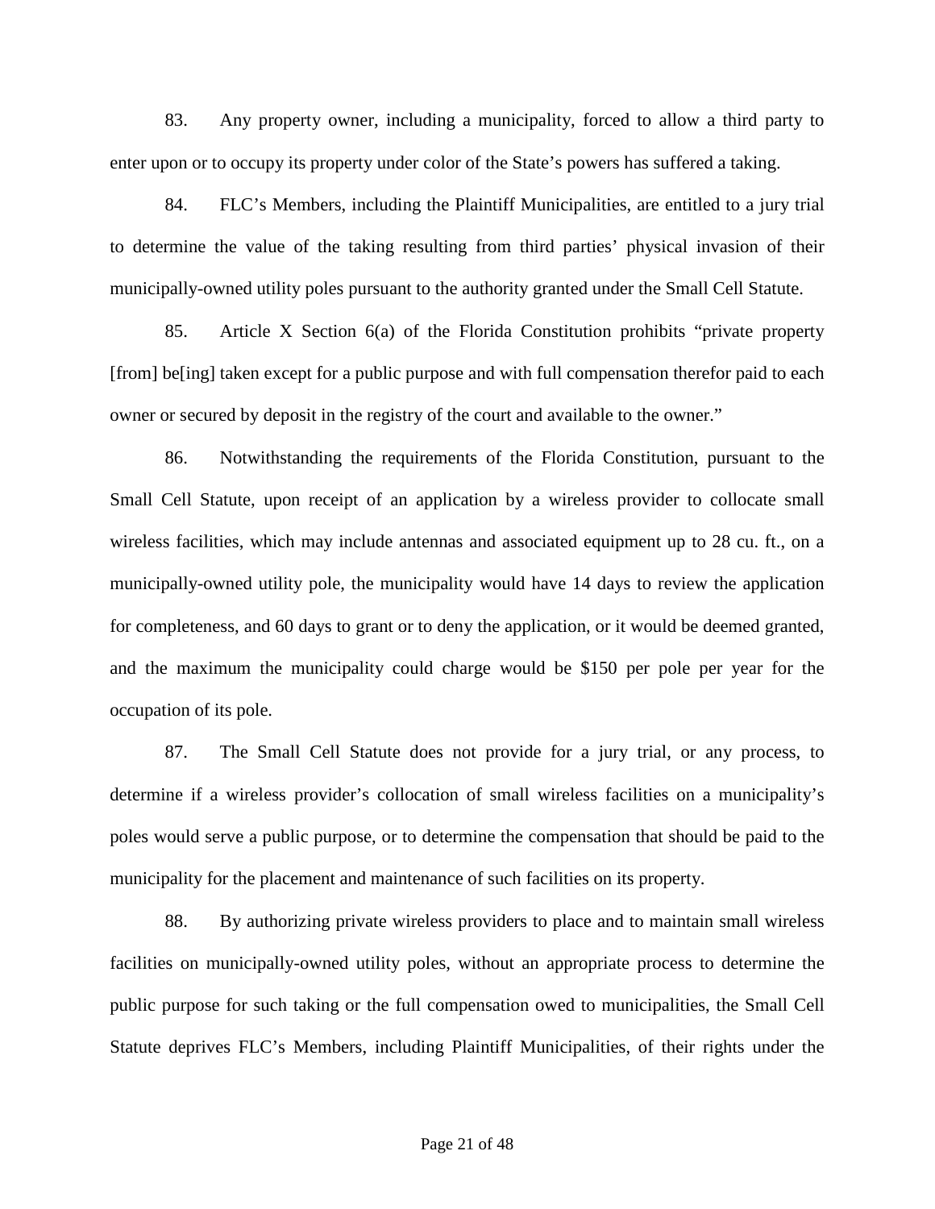83. Any property owner, including a municipality, forced to allow a third party to enter upon or to occupy its property under color of the State's powers has suffered a taking.

84. FLC's Members, including the Plaintiff Municipalities, are entitled to a jury trial to determine the value of the taking resulting from third parties' physical invasion of their municipally-owned utility poles pursuant to the authority granted under the Small Cell Statute.

85. Article X Section 6(a) of the Florida Constitution prohibits "private property [from] be[ing] taken except for a public purpose and with full compensation therefor paid to each owner or secured by deposit in the registry of the court and available to the owner."

86. Notwithstanding the requirements of the Florida Constitution, pursuant to the Small Cell Statute, upon receipt of an application by a wireless provider to collocate small wireless facilities, which may include antennas and associated equipment up to 28 cu. ft., on a municipally-owned utility pole, the municipality would have 14 days to review the application for completeness, and 60 days to grant or to deny the application, or it would be deemed granted, and the maximum the municipality could charge would be $150 per pole per year for the occupation of its pole.

87. The Small Cell Statute does not provide for a jury trial, or any process, to determine if a wireless provider's collocation of small wireless facilities on a municipality's poles would serve a public purpose, or to determine the compensation that should be paid to the municipality for the placement and maintenance of such facilities on its property.

88. By authorizing private wireless providers to place and to maintain small wireless facilities on municipally-owned utility poles, without an appropriate process to determine the public purpose for such taking or the full compensation owed to municipalities, the Small Cell Statute deprives FLC's Members, including Plaintiff Municipalities, of their rights under the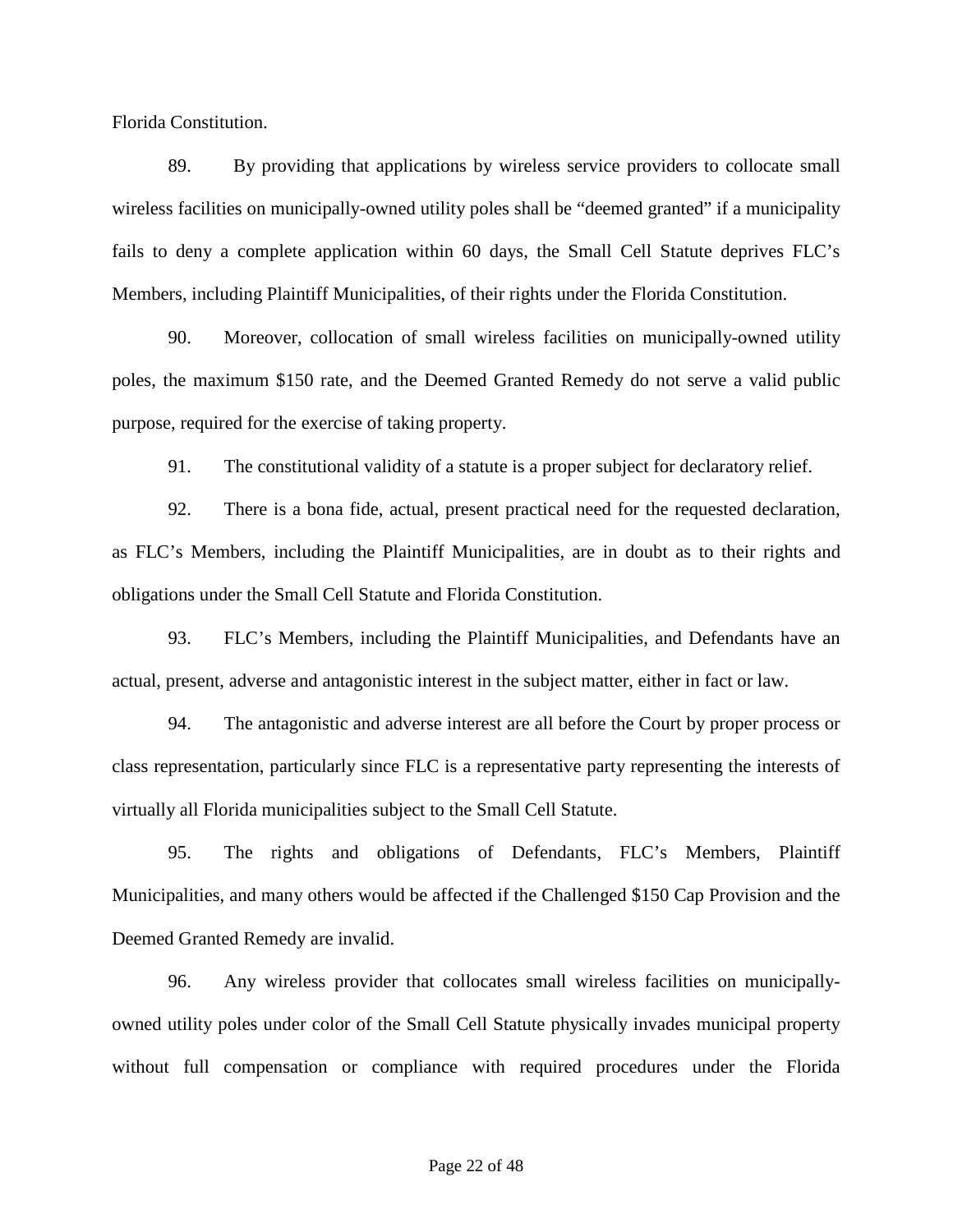Florida Constitution.

89. By providing that applications by wireless service providers to collocate small wireless facilities on municipally-owned utility poles shall be "deemed granted" if a municipality fails to deny a complete application within 60 days, the Small Cell Statute deprives FLC's Members, including Plaintiff Municipalities, of their rights under the Florida Constitution.

90. Moreover, collocation of small wireless facilities on municipally-owned utility poles, the maximum $150 rate, and the Deemed Granted Remedy do not serve a valid public purpose, required for the exercise of taking property.

91. The constitutional validity of a statute is a proper subject for declaratory relief.

92. There is a bona fide, actual, present practical need for the requested declaration, as FLC's Members, including the Plaintiff Municipalities, are in doubt as to their rights and obligations under the Small Cell Statute and Florida Constitution.

93. FLC's Members, including the Plaintiff Municipalities, and Defendants have an actual, present, adverse and antagonistic interest in the subject matter, either in fact or law.

94. The antagonistic and adverse interest are all before the Court by proper process or class representation, particularly since FLC is a representative party representing the interests of virtually all Florida municipalities subject to the Small Cell Statute.

95. The rights and obligations of Defendants, FLC's Members, Plaintiff Municipalities, and many others would be affected if the Challenged $150 Cap Provision and the Deemed Granted Remedy are invalid.

96. Any wireless provider that collocates small wireless facilities on municipally-owned utility poles under color of the Small Cell Statute physically invades municipal property without full compensation or compliance with required procedures under the Florida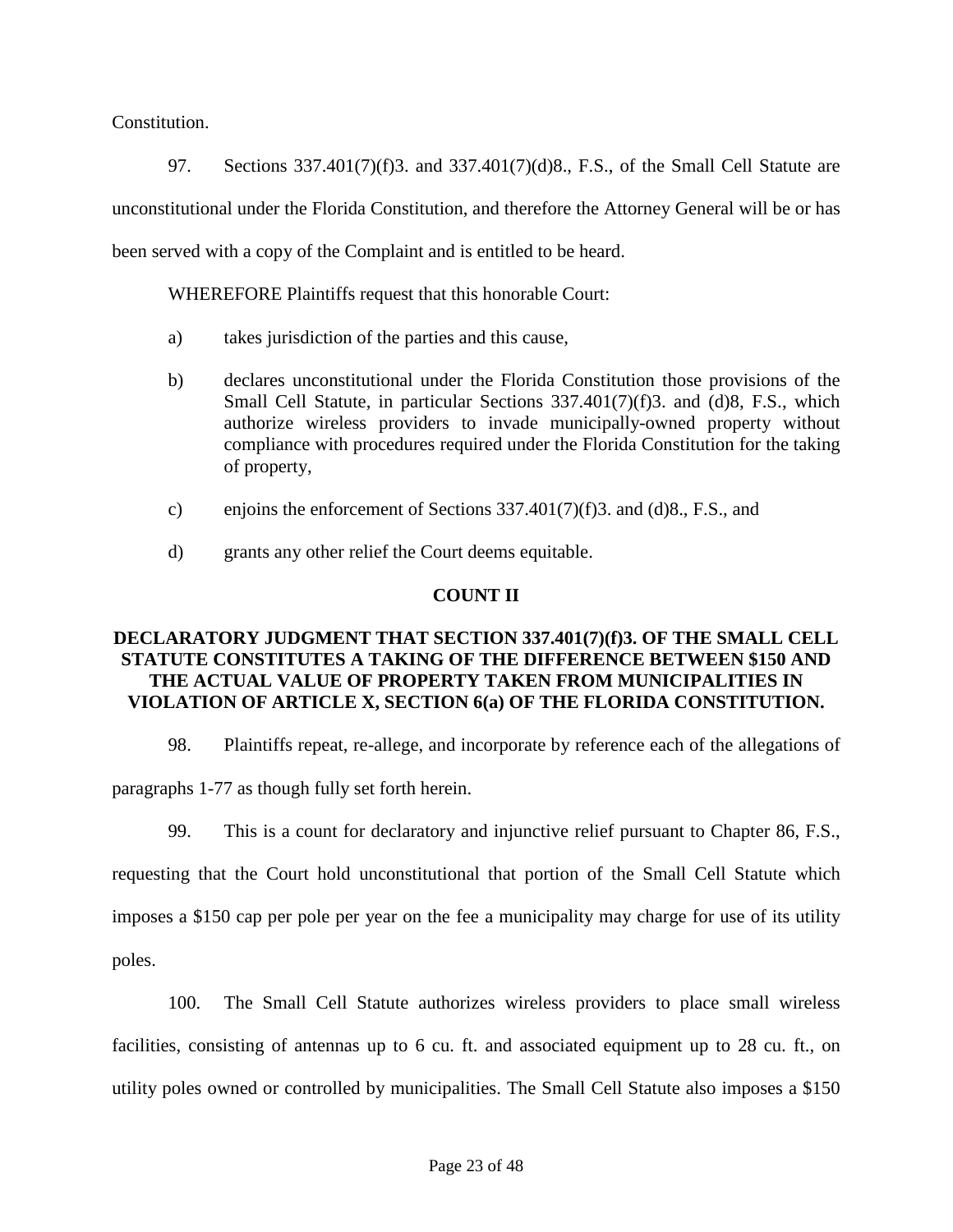Constitution.

97. Sections 337.401(7)(f)3. and 337.401(7)(d)8., F.S., of the Small Cell Statute are unconstitutional under the Florida Constitution, and therefore the Attorney General will be or has been served with a copy of the Complaint and is entitled to be heard.

WHEREFORE Plaintiffs request that this honorable Court:

a) takes jurisdiction of the parties and this cause,

b) declares unconstitutional under the Florida Constitution those provisions of the Small Cell Statute, in particular Sections 337.401(7)(f)3. and (d)8, F.S., which authorize wireless providers to invade municipally-owned property without compliance with procedures required under the Florida Constitution for the taking of property,

c) enjoins the enforcement of Sections 337.401(7)(f)3. and (d)8., F.S., and

d) grants any other relief the Court deems equitable.

**COUNT II**

**DECLARATORY JUDGMENT THAT SECTION 337.401(7)(f)3. OF THE SMALL CELL STATUTE CONSTITUTES A TAKING OF THE DIFFERENCE BETWEEN $150 AND THE ACTUAL VALUE OF PROPERTY TAKEN FROM MUNICIPALITIES IN VIOLATION OF ARTICLE X, SECTION 6(a) OF THE FLORIDA CONSTITUTION.**

98. Plaintiffs repeat, re-allege, and incorporate by reference each of the allegations of paragraphs 1-77 as though fully set forth herein.

99. This is a count for declaratory and injunctive relief pursuant to Chapter 86, F.S., requesting that the Court hold unconstitutional that portion of the Small Cell Statute which imposes a $150 cap per pole per year on the fee a municipality may charge for use of its utility poles.

100. The Small Cell Statute authorizes wireless providers to place small wireless facilities, consisting of antennas up to 6 cu. ft. and associated equipment up to 28 cu. ft., on utility poles owned or controlled by municipalities. The Small Cell Statute also imposes a $150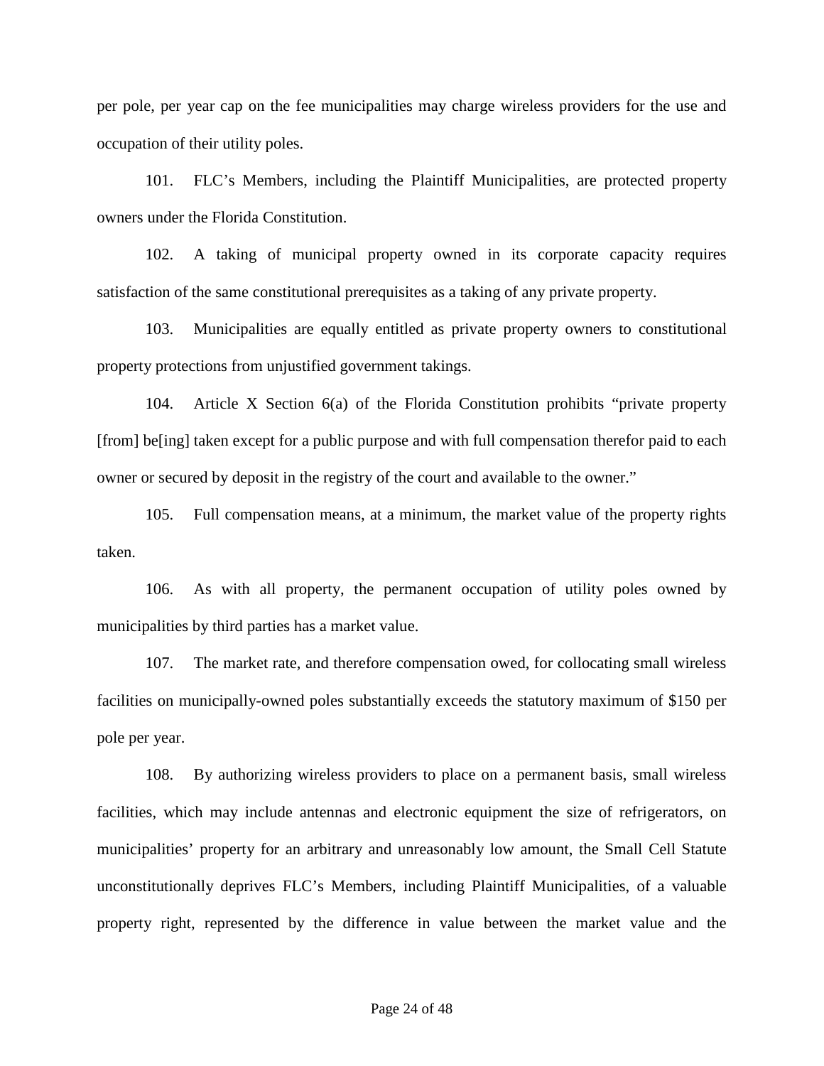per pole, per year cap on the fee municipalities may charge wireless providers for the use and occupation of their utility poles.

101. FLC's Members, including the Plaintiff Municipalities, are protected property owners under the Florida Constitution.

102. A taking of municipal property owned in its corporate capacity requires satisfaction of the same constitutional prerequisites as a taking of any private property.

103. Municipalities are equally entitled as private property owners to constitutional property protections from unjustified government takings.

104. Article X Section 6(a) of the Florida Constitution prohibits "private property [from] be[ing] taken except for a public purpose and with full compensation therefor paid to each owner or secured by deposit in the registry of the court and available to the owner."

105. Full compensation means, at a minimum, the market value of the property rights taken.

106. As with all property, the permanent occupation of utility poles owned by municipalities by third parties has a market value.

107. The market rate, and therefore compensation owed, for collocating small wireless facilities on municipally-owned poles substantially exceeds the statutory maximum of $150 per pole per year.

108. By authorizing wireless providers to place on a permanent basis, small wireless facilities, which may include antennas and electronic equipment the size of refrigerators, on municipalities' property for an arbitrary and unreasonably low amount, the Small Cell Statute unconstitutionally deprives FLC's Members, including Plaintiff Municipalities, of a valuable property right, represented by the difference in value between the market value and the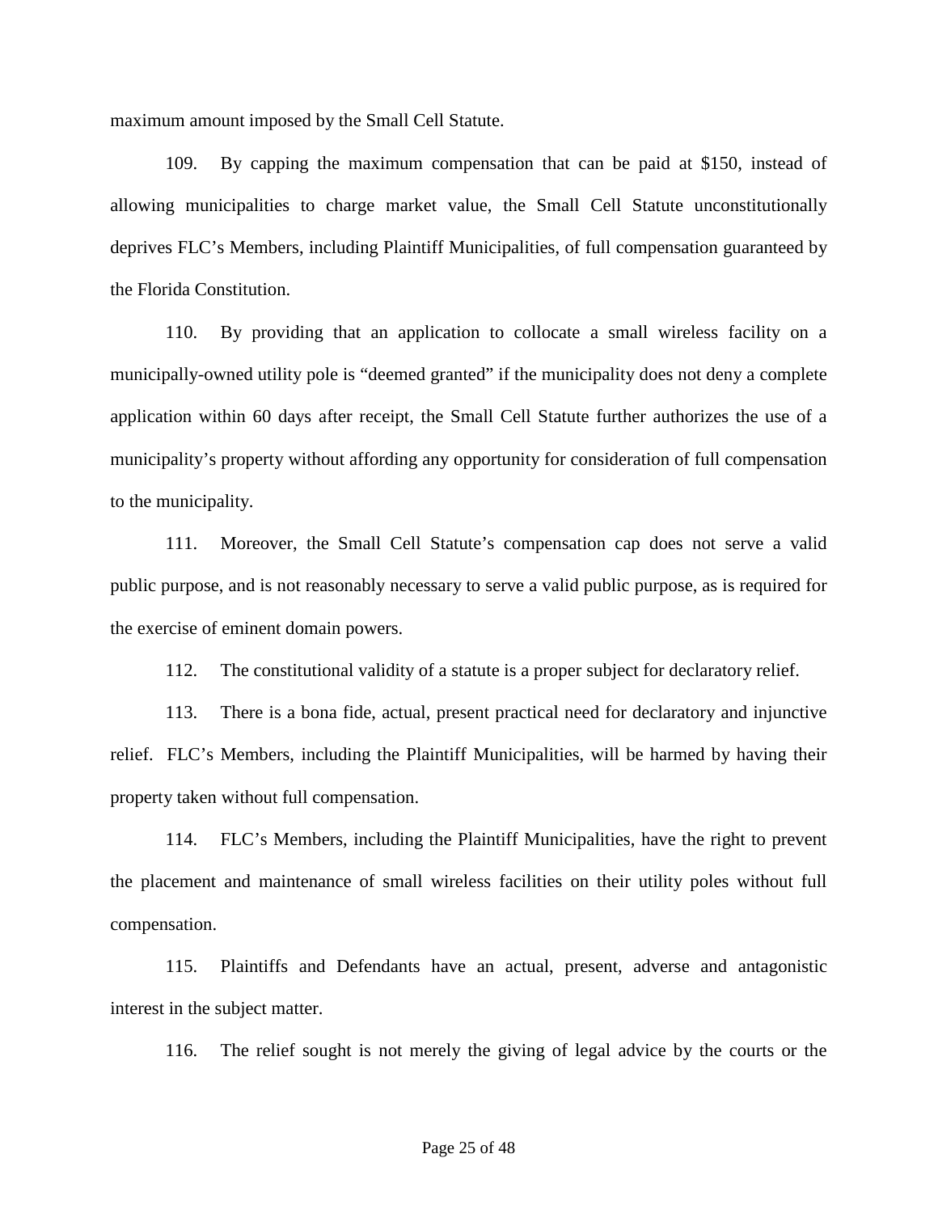maximum amount imposed by the Small Cell Statute.

109. By capping the maximum compensation that can be paid at $150, instead of allowing municipalities to charge market value, the Small Cell Statute unconstitutionally deprives FLC's Members, including Plaintiff Municipalities, of full compensation guaranteed by the Florida Constitution.

110. By providing that an application to collocate a small wireless facility on a municipally-owned utility pole is "deemed granted" if the municipality does not deny a complete application within 60 days after receipt, the Small Cell Statute further authorizes the use of a municipality's property without affording any opportunity for consideration of full compensation to the municipality.

111. Moreover, the Small Cell Statute's compensation cap does not serve a valid public purpose, and is not reasonably necessary to serve a valid public purpose, as is required for the exercise of eminent domain powers.

112. The constitutional validity of a statute is a proper subject for declaratory relief.

113. There is a bona fide, actual, present practical need for declaratory and injunctive relief. FLC's Members, including the Plaintiff Municipalities, will be harmed by having their property taken without full compensation.

114. FLC's Members, including the Plaintiff Municipalities, have the right to prevent the placement and maintenance of small wireless facilities on their utility poles without full compensation.

115. Plaintiffs and Defendants have an actual, present, adverse and antagonistic interest in the subject matter.

116. The relief sought is not merely the giving of legal advice by the courts or the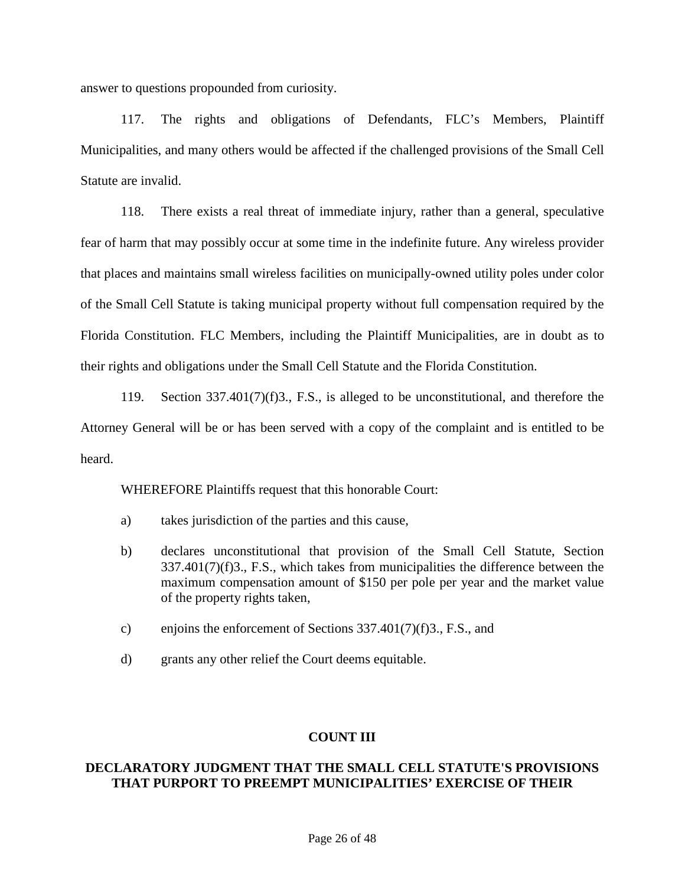answer to questions propounded from curiosity.

117. The rights and obligations of Defendants, FLC's Members, Plaintiff Municipalities, and many others would be affected if the challenged provisions of the Small Cell Statute are invalid.

118. There exists a real threat of immediate injury, rather than a general, speculative fear of harm that may possibly occur at some time in the indefinite future. Any wireless provider that places and maintains small wireless facilities on municipally-owned utility poles under color of the Small Cell Statute is taking municipal property without full compensation required by the Florida Constitution. FLC Members, including the Plaintiff Municipalities, are in doubt as to their rights and obligations under the Small Cell Statute and the Florida Constitution.

119. Section 337.401(7)(f)3., F.S., is alleged to be unconstitutional, and therefore the Attorney General will be or has been served with a copy of the complaint and is entitled to be heard.

WHEREFORE Plaintiffs request that this honorable Court:

a) takes jurisdiction of the parties and this cause,

b) declares unconstitutional that provision of the Small Cell Statute, Section 337.401(7)(f)3., F.S., which takes from municipalities the difference between the maximum compensation amount of $150 per pole per year and the market value of the property rights taken,

c) enjoins the enforcement of Sections 337.401(7)(f)3., F.S., and

d) grants any other relief the Court deems equitable.

**COUNT III**

**DECLARATORY JUDGMENT THAT THE SMALL CELL STATUTE'S PROVISIONS THAT PURPORT TO PREEMPT MUNICIPALITIES' EXERCISE OF THEIR**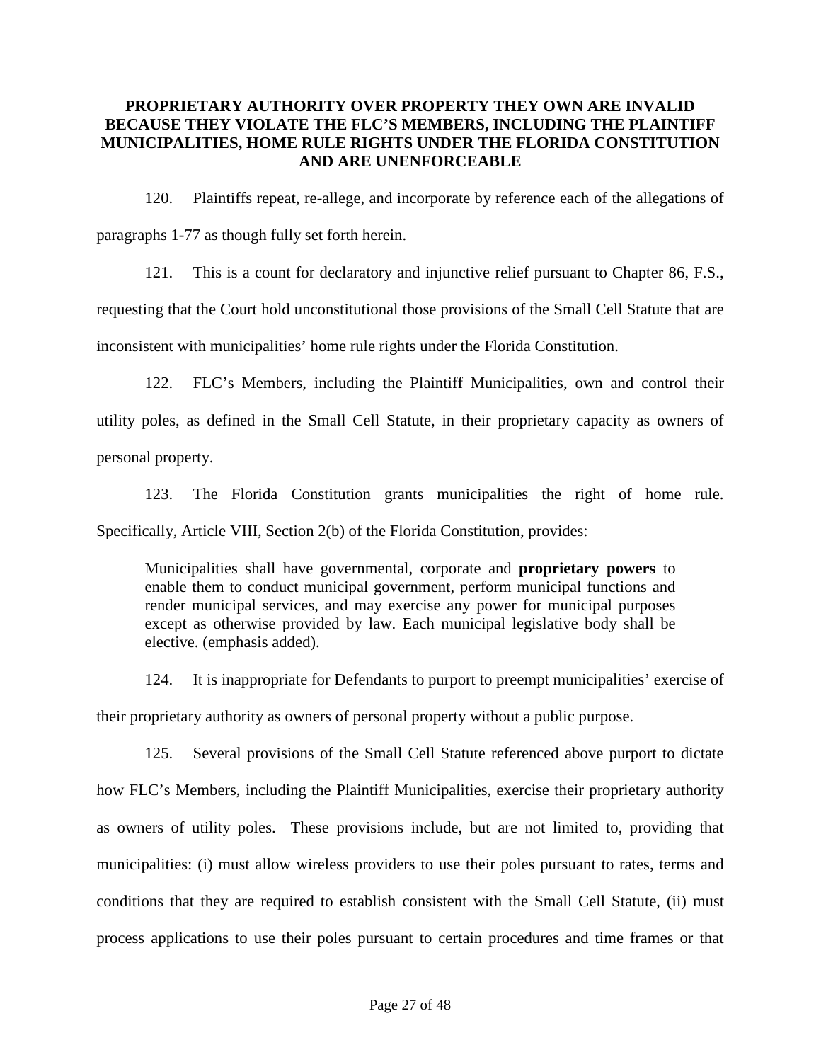**PROPRIETARY AUTHORITY OVER PROPERTY THEY OWN ARE INVALID BECAUSE THEY VIOLATE THE FLC'S MEMBERS, INCLUDING THE PLAINTIFF MUNICIPALITIES, HOME RULE RIGHTS UNDER THE FLORIDA CONSTITUTION AND ARE UNENFORCEABLE**

120. Plaintiffs repeat, re-allege, and incorporate by reference each of the allegations of paragraphs 1-77 as though fully set forth herein.

121. This is a count for declaratory and injunctive relief pursuant to Chapter 86, F.S., requesting that the Court hold unconstitutional those provisions of the Small Cell Statute that are inconsistent with municipalities' home rule rights under the Florida Constitution.

122. FLC's Members, including the Plaintiff Municipalities, own and control their utility poles, as defined in the Small Cell Statute, in their proprietary capacity as owners of personal property.

123. The Florida Constitution grants municipalities the right of home rule. Specifically, Article VIII, Section 2(b) of the Florida Constitution, provides:

> Municipalities shall have governmental, corporate and **proprietary powers** to enable them to conduct municipal government, perform municipal functions and render municipal services, and may exercise any power for municipal purposes except as otherwise provided by law. Each municipal legislative body shall be elective. (emphasis added).

124. It is inappropriate for Defendants to purport to preempt municipalities' exercise of their proprietary authority as owners of personal property without a public purpose.

125. Several provisions of the Small Cell Statute referenced above purport to dictate how FLC's Members, including the Plaintiff Municipalities, exercise their proprietary authority as owners of utility poles. These provisions include, but are not limited to, providing that municipalities: (i) must allow wireless providers to use their poles pursuant to rates, terms and conditions that they are required to establish consistent with the Small Cell Statute, (ii) must process applications to use their poles pursuant to certain procedures and time frames or that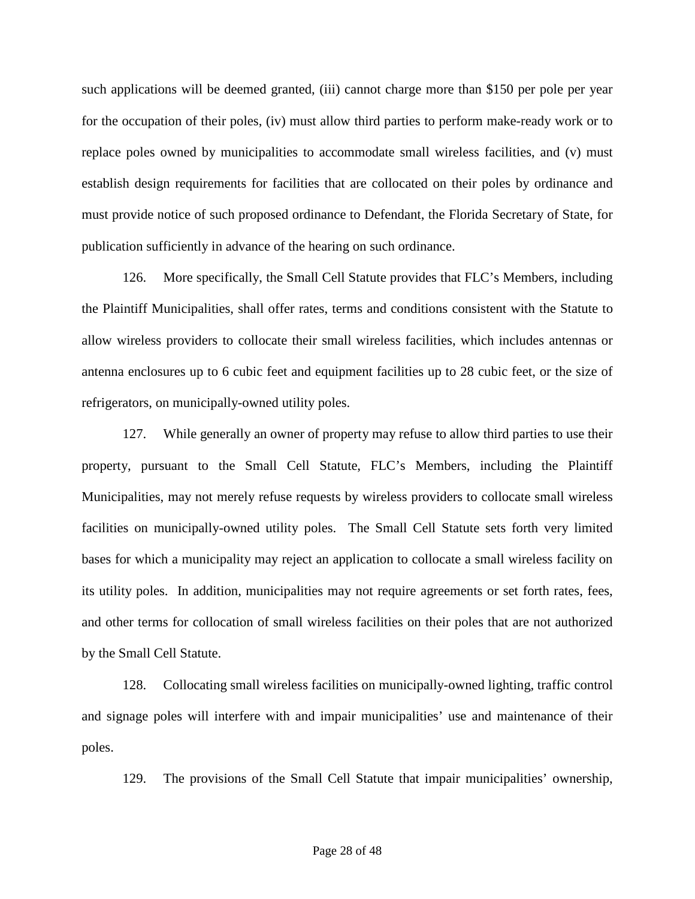such applications will be deemed granted, (iii) cannot charge more than $150 per pole per year for the occupation of their poles, (iv) must allow third parties to perform make-ready work or to replace poles owned by municipalities to accommodate small wireless facilities, and (v) must establish design requirements for facilities that are collocated on their poles by ordinance and must provide notice of such proposed ordinance to Defendant, the Florida Secretary of State, for publication sufficiently in advance of the hearing on such ordinance.

126. More specifically, the Small Cell Statute provides that FLC's Members, including the Plaintiff Municipalities, shall offer rates, terms and conditions consistent with the Statute to allow wireless providers to collocate their small wireless facilities, which includes antennas or antenna enclosures up to 6 cubic feet and equipment facilities up to 28 cubic feet, or the size of refrigerators, on municipally-owned utility poles.

127. While generally an owner of property may refuse to allow third parties to use their property, pursuant to the Small Cell Statute, FLC's Members, including the Plaintiff Municipalities, may not merely refuse requests by wireless providers to collocate small wireless facilities on municipally-owned utility poles. The Small Cell Statute sets forth very limited bases for which a municipality may reject an application to collocate a small wireless facility on its utility poles. In addition, municipalities may not require agreements or set forth rates, fees, and other terms for collocation of small wireless facilities on their poles that are not authorized by the Small Cell Statute.

128. Collocating small wireless facilities on municipally-owned lighting, traffic control and signage poles will interfere with and impair municipalities' use and maintenance of their poles.

129. The provisions of the Small Cell Statute that impair municipalities' ownership,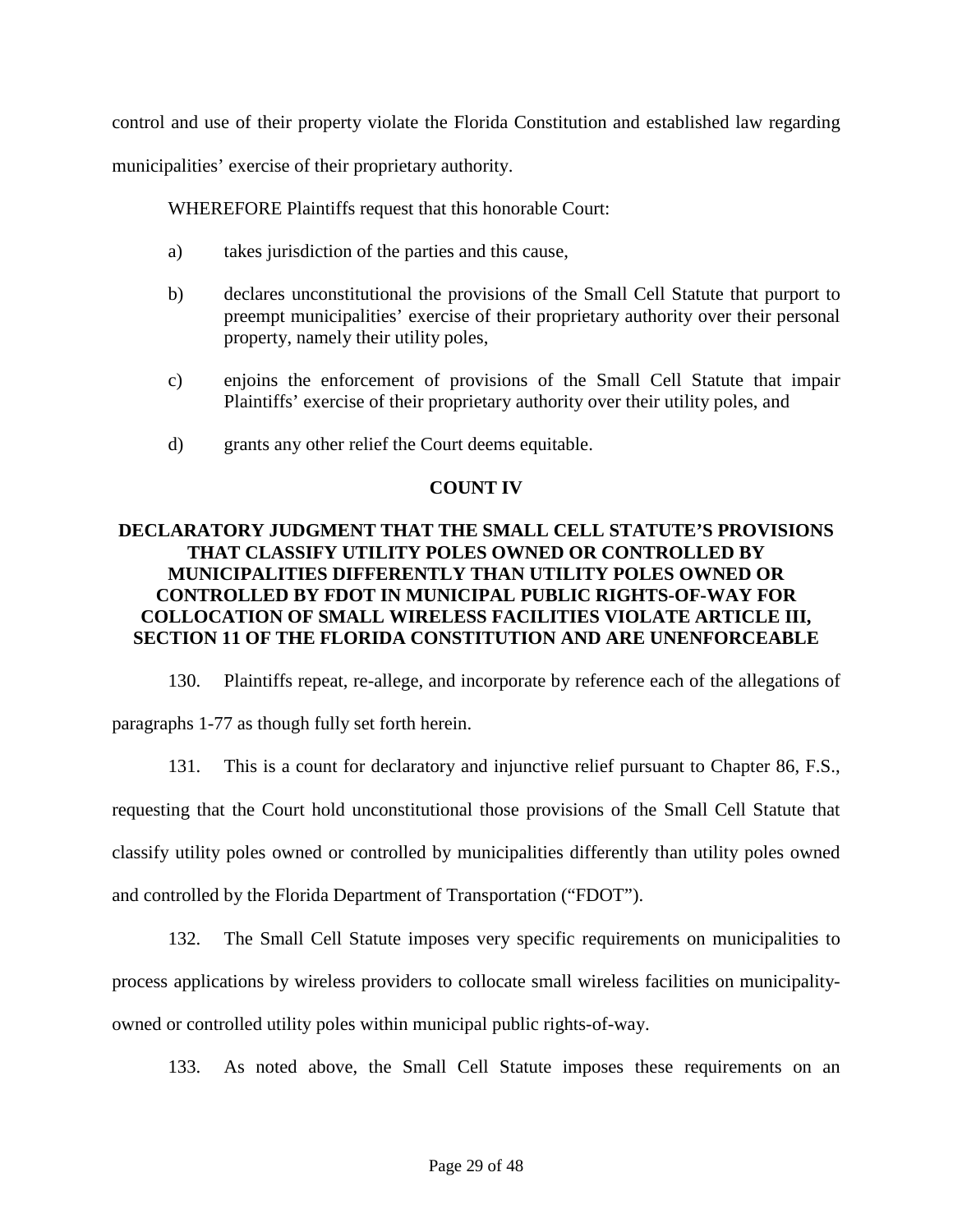control and use of their property violate the Florida Constitution and established law regarding municipalities' exercise of their proprietary authority.

WHEREFORE Plaintiffs request that this honorable Court:

a) takes jurisdiction of the parties and this cause,

b) declares unconstitutional the provisions of the Small Cell Statute that purport to preempt municipalities' exercise of their proprietary authority over their personal property, namely their utility poles,

c) enjoins the enforcement of provisions of the Small Cell Statute that impair Plaintiffs' exercise of their proprietary authority over their utility poles, and

d) grants any other relief the Court deems equitable.

## COUNT IV

## DECLARATORY JUDGMENT THAT THE SMALL CELL STATUTE'S PROVISIONS THAT CLASSIFY UTILITY POLES OWNED OR CONTROLLED BY MUNICIPALITIES DIFFERENTLY THAN UTILITY POLES OWNED OR CONTROLLED BY FDOT IN MUNICIPAL PUBLIC RIGHTS-OF-WAY FOR COLLOCATION OF SMALL WIRELESS FACILITIES VIOLATE ARTICLE III, SECTION 11 OF THE FLORIDA CONSTITUTION AND ARE UNENFORCEABLE

130. Plaintiffs repeat, re-allege, and incorporate by reference each of the allegations of paragraphs 1-77 as though fully set forth herein.

131. This is a count for declaratory and injunctive relief pursuant to Chapter 86, F.S., requesting that the Court hold unconstitutional those provisions of the Small Cell Statute that classify utility poles owned or controlled by municipalities differently than utility poles owned and controlled by the Florida Department of Transportation ("FDOT").

132. The Small Cell Statute imposes very specific requirements on municipalities to process applications by wireless providers to collocate small wireless facilities on municipality-owned or controlled utility poles within municipal public rights-of-way.

133. As noted above, the Small Cell Statute imposes these requirements on an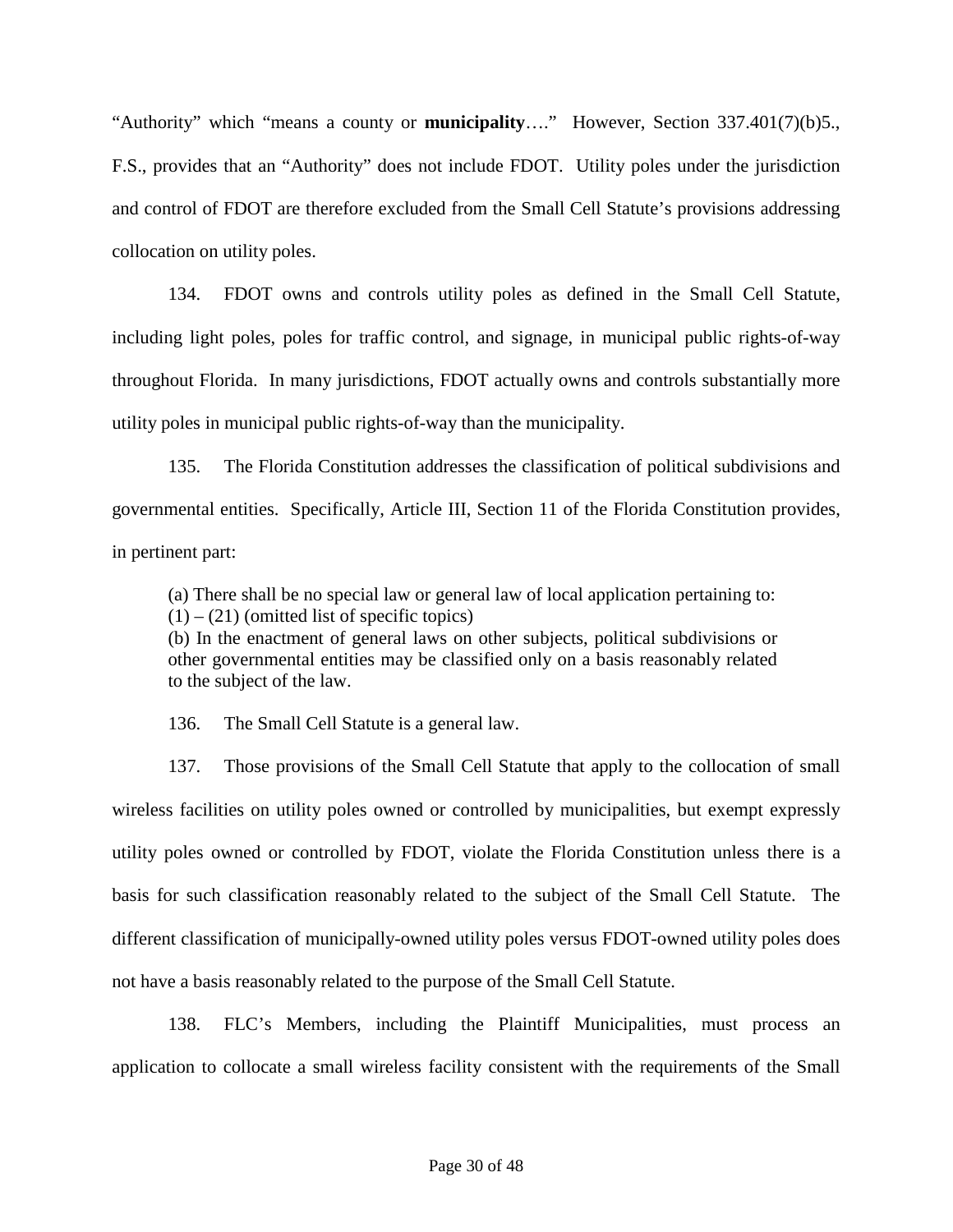"Authority" which "means a county or **municipality**…." However, Section 337.401(7)(b)5., F.S., provides that an "Authority" does not include FDOT. Utility poles under the jurisdiction and control of FDOT are therefore excluded from the Small Cell Statute's provisions addressing collocation on utility poles.

134. FDOT owns and controls utility poles as defined in the Small Cell Statute, including light poles, poles for traffic control, and signage, in municipal public rights-of-way throughout Florida. In many jurisdictions, FDOT actually owns and controls substantially more utility poles in municipal public rights-of-way than the municipality.

135. The Florida Constitution addresses the classification of political subdivisions and governmental entities. Specifically, Article III, Section 11 of the Florida Constitution provides, in pertinent part:

> (a) There shall be no special law or general law of local application pertaining to:
> (1) – (21) (omitted list of specific topics)
> (b) In the enactment of general laws on other subjects, political subdivisions or other governmental entities may be classified only on a basis reasonably related to the subject of the law.

136. The Small Cell Statute is a general law.

137. Those provisions of the Small Cell Statute that apply to the collocation of small wireless facilities on utility poles owned or controlled by municipalities, but exempt expressly utility poles owned or controlled by FDOT, violate the Florida Constitution unless there is a basis for such classification reasonably related to the subject of the Small Cell Statute. The different classification of municipally-owned utility poles versus FDOT-owned utility poles does not have a basis reasonably related to the purpose of the Small Cell Statute.

138. FLC's Members, including the Plaintiff Municipalities, must process an application to collocate a small wireless facility consistent with the requirements of the Small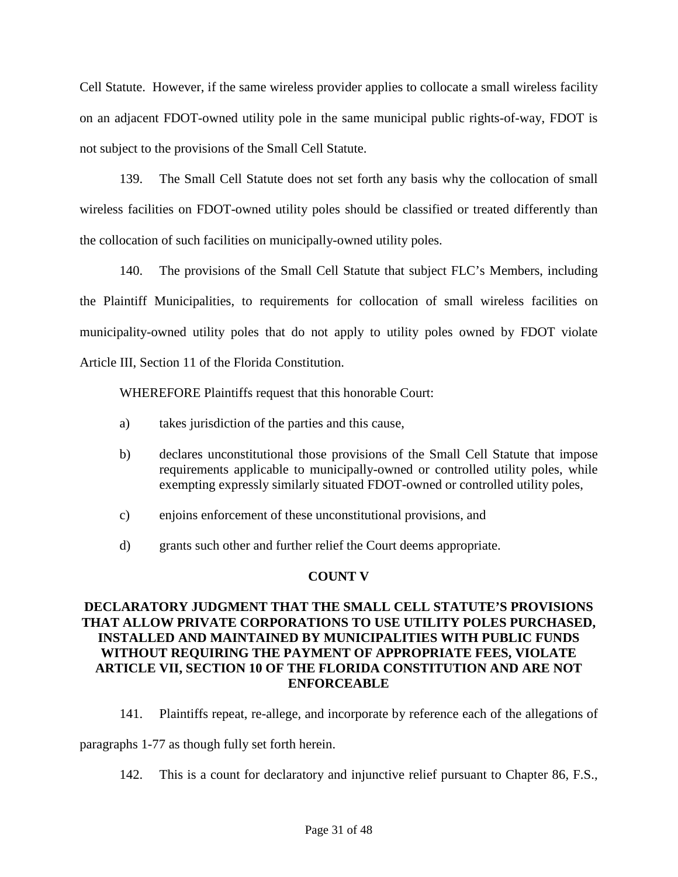Cell Statute. However, if the same wireless provider applies to collocate a small wireless facility on an adjacent FDOT-owned utility pole in the same municipal public rights-of-way, FDOT is not subject to the provisions of the Small Cell Statute.

139. The Small Cell Statute does not set forth any basis why the collocation of small wireless facilities on FDOT-owned utility poles should be classified or treated differently than the collocation of such facilities on municipally-owned utility poles.

140. The provisions of the Small Cell Statute that subject FLC's Members, including the Plaintiff Municipalities, to requirements for collocation of small wireless facilities on municipality-owned utility poles that do not apply to utility poles owned by FDOT violate Article III, Section 11 of the Florida Constitution.

WHEREFORE Plaintiffs request that this honorable Court:

a) takes jurisdiction of the parties and this cause,

b) declares unconstitutional those provisions of the Small Cell Statute that impose requirements applicable to municipally-owned or controlled utility poles, while exempting expressly similarly situated FDOT-owned or controlled utility poles,

c) enjoins enforcement of these unconstitutional provisions, and

d) grants such other and further relief the Court deems appropriate.

## COUNT V

## DECLARATORY JUDGMENT THAT THE SMALL CELL STATUTE'S PROVISIONS THAT ALLOW PRIVATE CORPORATIONS TO USE UTILITY POLES PURCHASED, INSTALLED AND MAINTAINED BY MUNICIPALITIES WITH PUBLIC FUNDS WITHOUT REQUIRING THE PAYMENT OF APPROPRIATE FEES, VIOLATE ARTICLE VII, SECTION 10 OF THE FLORIDA CONSTITUTION AND ARE NOT ENFORCEABLE

141. Plaintiffs repeat, re-allege, and incorporate by reference each of the allegations of paragraphs 1-77 as though fully set forth herein.

142. This is a count for declaratory and injunctive relief pursuant to Chapter 86, F.S.,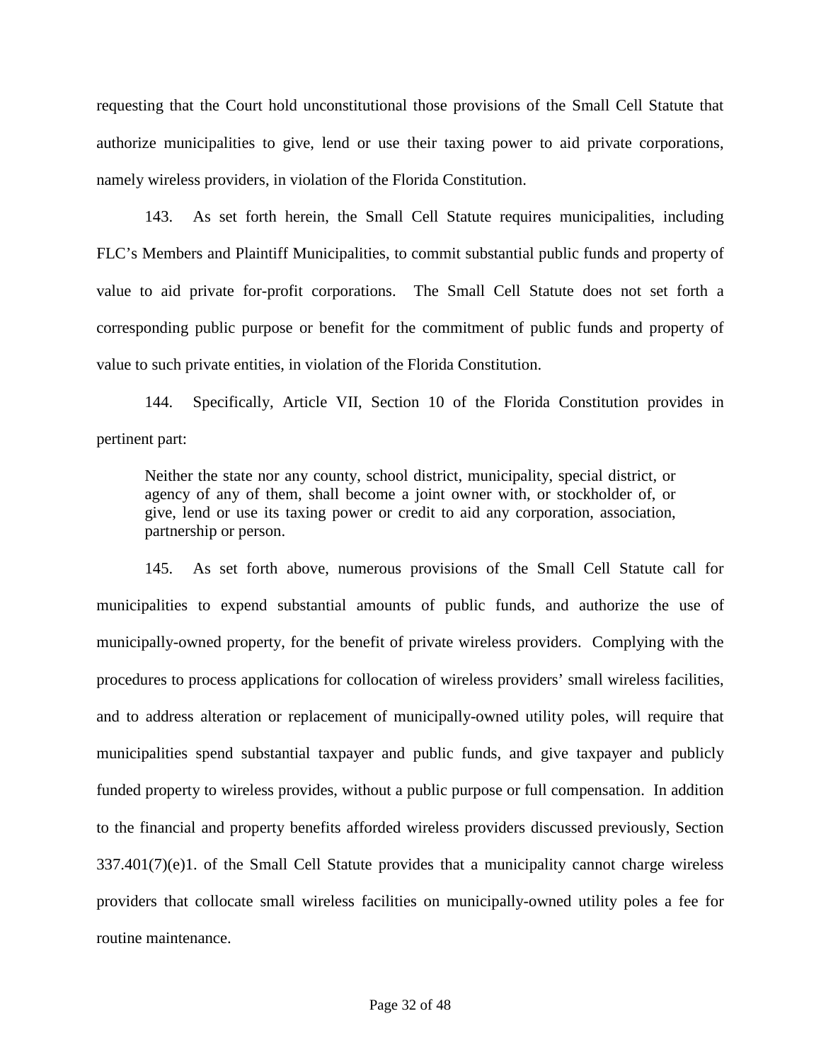requesting that the Court hold unconstitutional those provisions of the Small Cell Statute that authorize municipalities to give, lend or use their taxing power to aid private corporations, namely wireless providers, in violation of the Florida Constitution.

143. As set forth herein, the Small Cell Statute requires municipalities, including FLC's Members and Plaintiff Municipalities, to commit substantial public funds and property of value to aid private for-profit corporations. The Small Cell Statute does not set forth a corresponding public purpose or benefit for the commitment of public funds and property of value to such private entities, in violation of the Florida Constitution.

144. Specifically, Article VII, Section 10 of the Florida Constitution provides in pertinent part:

> Neither the state nor any county, school district, municipality, special district, or agency of any of them, shall become a joint owner with, or stockholder of, or give, lend or use its taxing power or credit to aid any corporation, association, partnership or person.

145. As set forth above, numerous provisions of the Small Cell Statute call for municipalities to expend substantial amounts of public funds, and authorize the use of municipally-owned property, for the benefit of private wireless providers. Complying with the procedures to process applications for collocation of wireless providers' small wireless facilities, and to address alteration or replacement of municipally-owned utility poles, will require that municipalities spend substantial taxpayer and public funds, and give taxpayer and publicly funded property to wireless provides, without a public purpose or full compensation. In addition to the financial and property benefits afforded wireless providers discussed previously, Section 337.401(7)(e)1. of the Small Cell Statute provides that a municipality cannot charge wireless providers that collocate small wireless facilities on municipally-owned utility poles a fee for routine maintenance.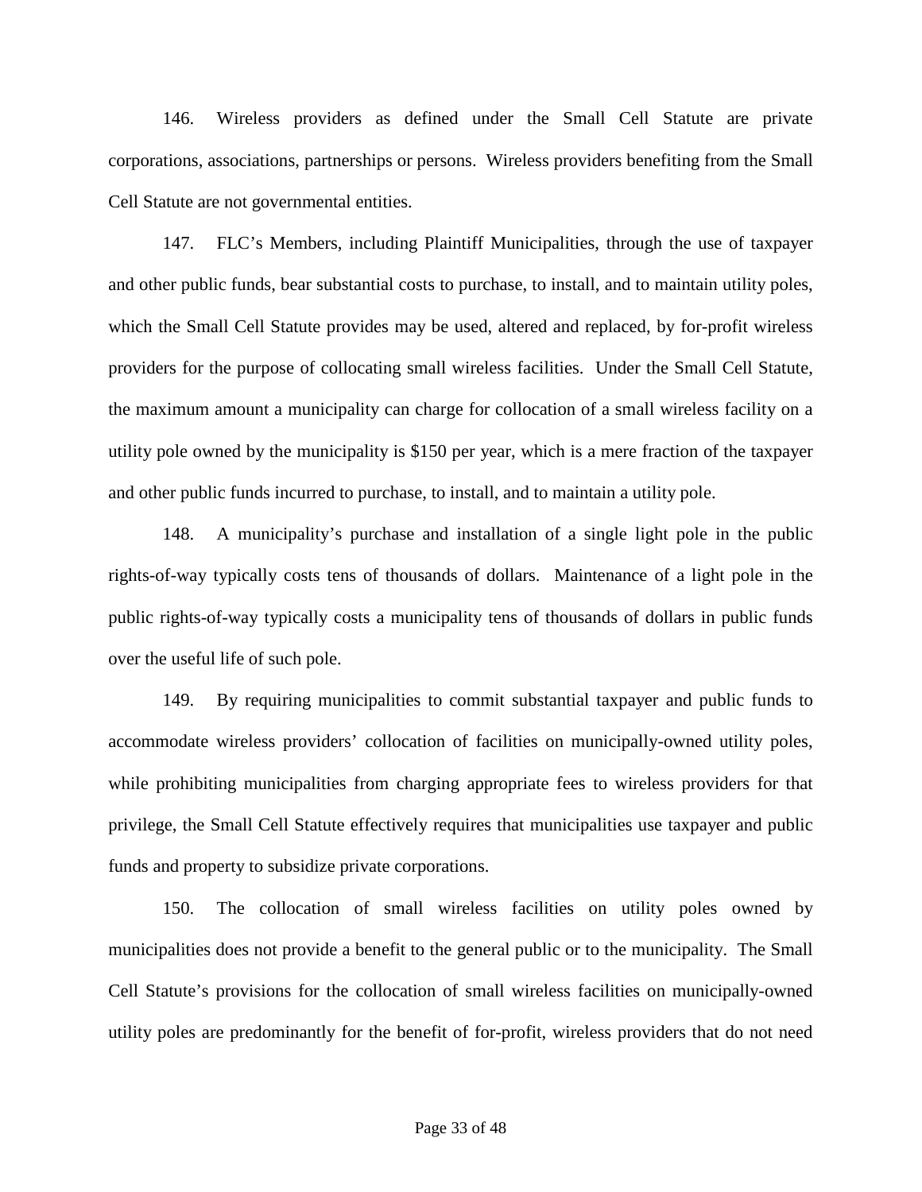146. Wireless providers as defined under the Small Cell Statute are private corporations, associations, partnerships or persons. Wireless providers benefiting from the Small Cell Statute are not governmental entities.

147. FLC's Members, including Plaintiff Municipalities, through the use of taxpayer and other public funds, bear substantial costs to purchase, to install, and to maintain utility poles, which the Small Cell Statute provides may be used, altered and replaced, by for-profit wireless providers for the purpose of collocating small wireless facilities. Under the Small Cell Statute, the maximum amount a municipality can charge for collocation of a small wireless facility on a utility pole owned by the municipality is $150 per year, which is a mere fraction of the taxpayer and other public funds incurred to purchase, to install, and to maintain a utility pole.

148. A municipality's purchase and installation of a single light pole in the public rights-of-way typically costs tens of thousands of dollars. Maintenance of a light pole in the public rights-of-way typically costs a municipality tens of thousands of dollars in public funds over the useful life of such pole.

149. By requiring municipalities to commit substantial taxpayer and public funds to accommodate wireless providers' collocation of facilities on municipally-owned utility poles, while prohibiting municipalities from charging appropriate fees to wireless providers for that privilege, the Small Cell Statute effectively requires that municipalities use taxpayer and public funds and property to subsidize private corporations.

150. The collocation of small wireless facilities on utility poles owned by municipalities does not provide a benefit to the general public or to the municipality. The Small Cell Statute's provisions for the collocation of small wireless facilities on municipally-owned utility poles are predominantly for the benefit of for-profit, wireless providers that do not need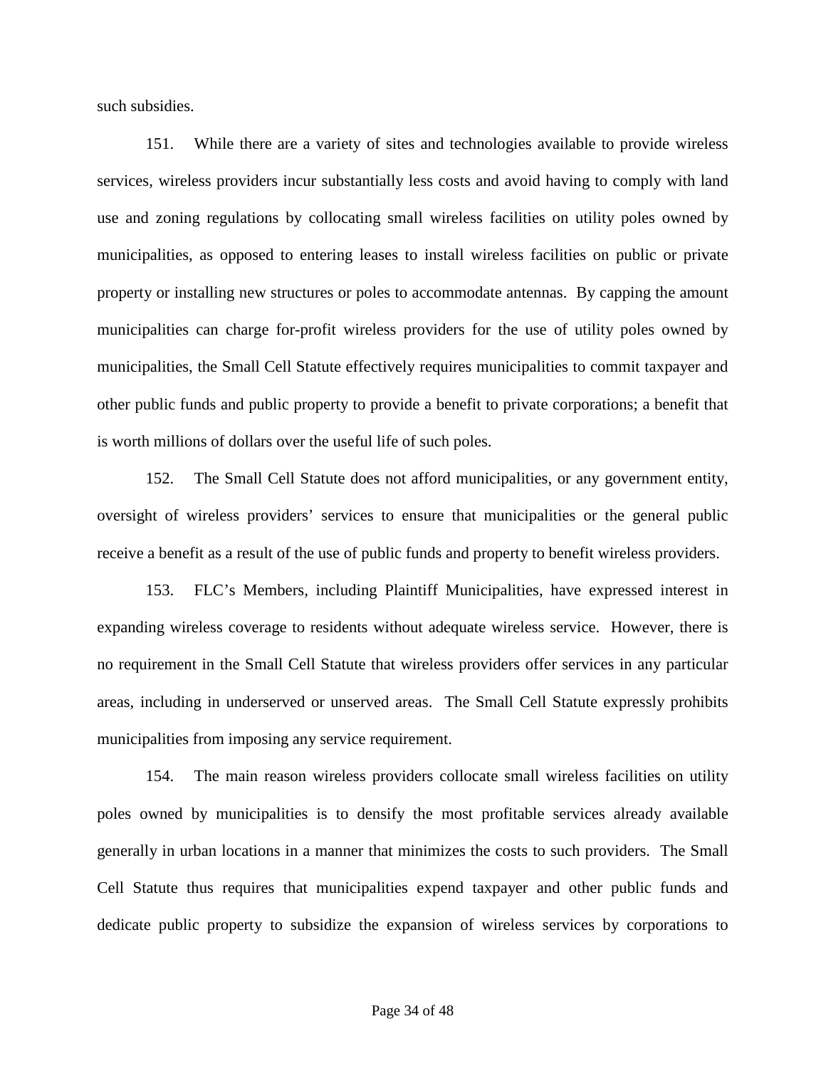such subsidies.

151. While there are a variety of sites and technologies available to provide wireless services, wireless providers incur substantially less costs and avoid having to comply with land use and zoning regulations by collocating small wireless facilities on utility poles owned by municipalities, as opposed to entering leases to install wireless facilities on public or private property or installing new structures or poles to accommodate antennas. By capping the amount municipalities can charge for-profit wireless providers for the use of utility poles owned by municipalities, the Small Cell Statute effectively requires municipalities to commit taxpayer and other public funds and public property to provide a benefit to private corporations; a benefit that is worth millions of dollars over the useful life of such poles.

152. The Small Cell Statute does not afford municipalities, or any government entity, oversight of wireless providers' services to ensure that municipalities or the general public receive a benefit as a result of the use of public funds and property to benefit wireless providers.

153. FLC's Members, including Plaintiff Municipalities, have expressed interest in expanding wireless coverage to residents without adequate wireless service. However, there is no requirement in the Small Cell Statute that wireless providers offer services in any particular areas, including in underserved or unserved areas. The Small Cell Statute expressly prohibits municipalities from imposing any service requirement.

154. The main reason wireless providers collocate small wireless facilities on utility poles owned by municipalities is to densify the most profitable services already available generally in urban locations in a manner that minimizes the costs to such providers. The Small Cell Statute thus requires that municipalities expend taxpayer and other public funds and dedicate public property to subsidize the expansion of wireless services by corporations to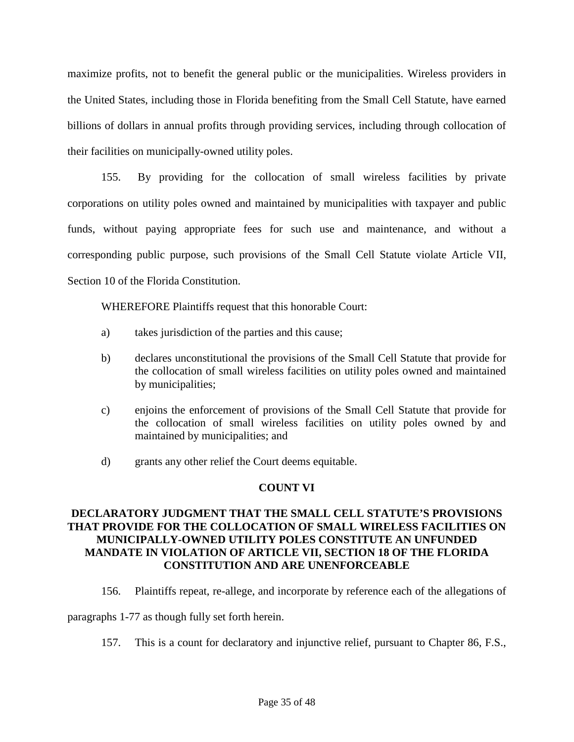maximize profits, not to benefit the general public or the municipalities. Wireless providers in the United States, including those in Florida benefiting from the Small Cell Statute, have earned billions of dollars in annual profits through providing services, including through collocation of their facilities on municipally-owned utility poles.

155. By providing for the collocation of small wireless facilities by private corporations on utility poles owned and maintained by municipalities with taxpayer and public funds, without paying appropriate fees for such use and maintenance, and without a corresponding public purpose, such provisions of the Small Cell Statute violate Article VII, Section 10 of the Florida Constitution.

WHEREFORE Plaintiffs request that this honorable Court:

a) takes jurisdiction of the parties and this cause;

b) declares unconstitutional the provisions of the Small Cell Statute that provide for the collocation of small wireless facilities on utility poles owned and maintained by municipalities;

c) enjoins the enforcement of provisions of the Small Cell Statute that provide for the collocation of small wireless facilities on utility poles owned by and maintained by municipalities; and

d) grants any other relief the Court deems equitable.

## COUNT VI

## DECLARATORY JUDGMENT THAT THE SMALL CELL STATUTE'S PROVISIONS THAT PROVIDE FOR THE COLLOCATION OF SMALL WIRELESS FACILITIES ON MUNICIPALLY-OWNED UTILITY POLES CONSTITUTE AN UNFUNDED MANDATE IN VIOLATION OF ARTICLE VII, SECTION 18 OF THE FLORIDA CONSTITUTION AND ARE UNENFORCEABLE

156. Plaintiffs repeat, re-allege, and incorporate by reference each of the allegations of paragraphs 1-77 as though fully set forth herein.

157. This is a count for declaratory and injunctive relief, pursuant to Chapter 86, F.S.,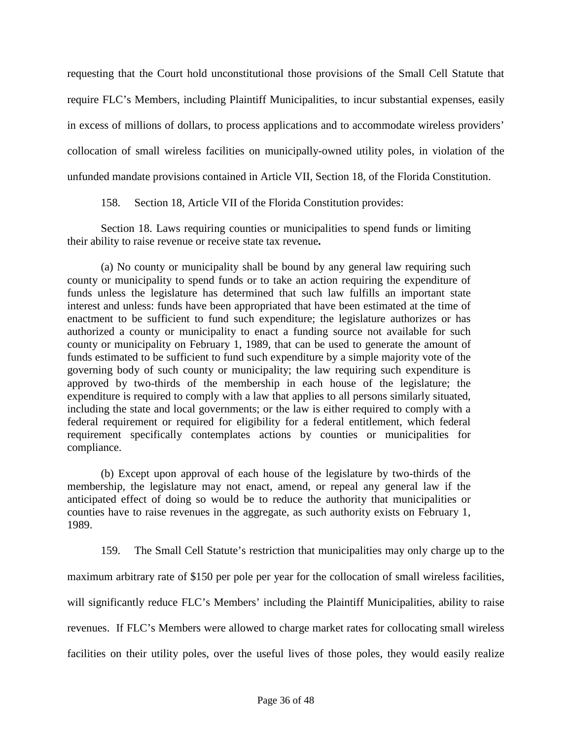requesting that the Court hold unconstitutional those provisions of the Small Cell Statute that require FLC's Members, including Plaintiff Municipalities, to incur substantial expenses, easily in excess of millions of dollars, to process applications and to accommodate wireless providers' collocation of small wireless facilities on municipally-owned utility poles, in violation of the unfunded mandate provisions contained in Article VII, Section 18, of the Florida Constitution.

158. Section 18, Article VII of the Florida Constitution provides:

> Section 18. Laws requiring counties or municipalities to spend funds or limiting their ability to raise revenue or receive state tax revenue**.**
>
> (a) No county or municipality shall be bound by any general law requiring such county or municipality to spend funds or to take an action requiring the expenditure of funds unless the legislature has determined that such law fulfills an important state interest and unless: funds have been appropriated that have been estimated at the time of enactment to be sufficient to fund such expenditure; the legislature authorizes or has authorized a county or municipality to enact a funding source not available for such county or municipality on February 1, 1989, that can be used to generate the amount of funds estimated to be sufficient to fund such expenditure by a simple majority vote of the governing body of such county or municipality; the law requiring such expenditure is approved by two-thirds of the membership in each house of the legislature; the expenditure is required to comply with a law that applies to all persons similarly situated, including the state and local governments; or the law is either required to comply with a federal requirement or required for eligibility for a federal entitlement, which federal requirement specifically contemplates actions by counties or municipalities for compliance.
>
> (b) Except upon approval of each house of the legislature by two-thirds of the membership, the legislature may not enact, amend, or repeal any general law if the anticipated effect of doing so would be to reduce the authority that municipalities or counties have to raise revenues in the aggregate, as such authority exists on February 1, 1989.

159. The Small Cell Statute's restriction that municipalities may only charge up to the maximum arbitrary rate of $150 per pole per year for the collocation of small wireless facilities, will significantly reduce FLC's Members' including the Plaintiff Municipalities, ability to raise revenues. If FLC's Members were allowed to charge market rates for collocating small wireless facilities on their utility poles, over the useful lives of those poles, they would easily realize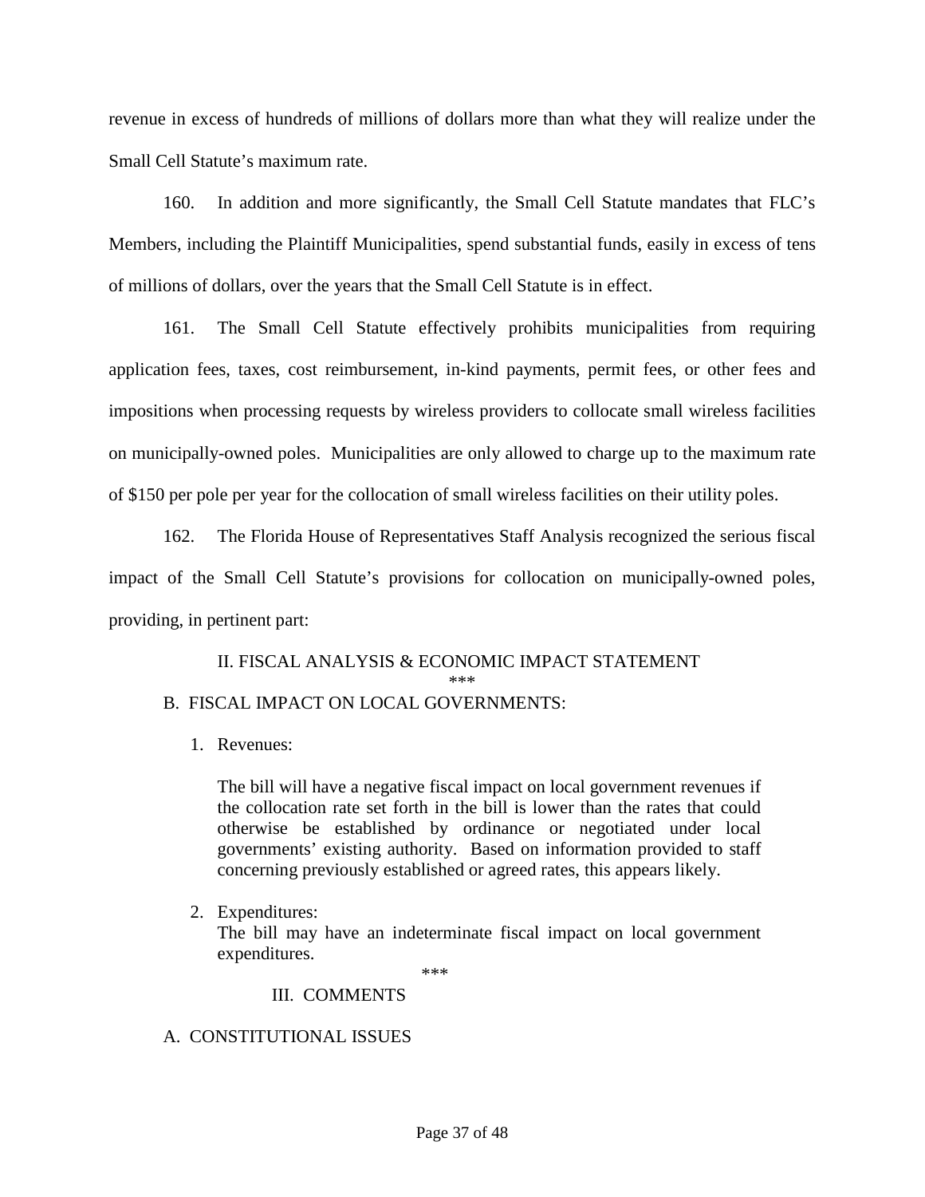revenue in excess of hundreds of millions of dollars more than what they will realize under the Small Cell Statute's maximum rate.

160. In addition and more significantly, the Small Cell Statute mandates that FLC's Members, including the Plaintiff Municipalities, spend substantial funds, easily in excess of tens of millions of dollars, over the years that the Small Cell Statute is in effect.

161. The Small Cell Statute effectively prohibits municipalities from requiring application fees, taxes, cost reimbursement, in-kind payments, permit fees, or other fees and impositions when processing requests by wireless providers to collocate small wireless facilities on municipally-owned poles. Municipalities are only allowed to charge up to the maximum rate of $150 per pole per year for the collocation of small wireless facilities on their utility poles.

162. The Florida House of Representatives Staff Analysis recognized the serious fiscal impact of the Small Cell Statute's provisions for collocation on municipally-owned poles, providing, in pertinent part:

> II. FISCAL ANALYSIS & ECONOMIC IMPACT STATEMENT
>
> ***
>
> B. FISCAL IMPACT ON LOCAL GOVERNMENTS:
>
> 1. Revenues:
>
>    The bill will have a negative fiscal impact on local government revenues if the collocation rate set forth in the bill is lower than the rates that could otherwise be established by ordinance or negotiated under local governments' existing authority. Based on information provided to staff concerning previously established or agreed rates, this appears likely.
>
> 2. Expenditures:
>    The bill may have an indeterminate fiscal impact on local government expenditures.
>
> ***
>
> III. COMMENTS
>
> A. CONSTITUTIONAL ISSUES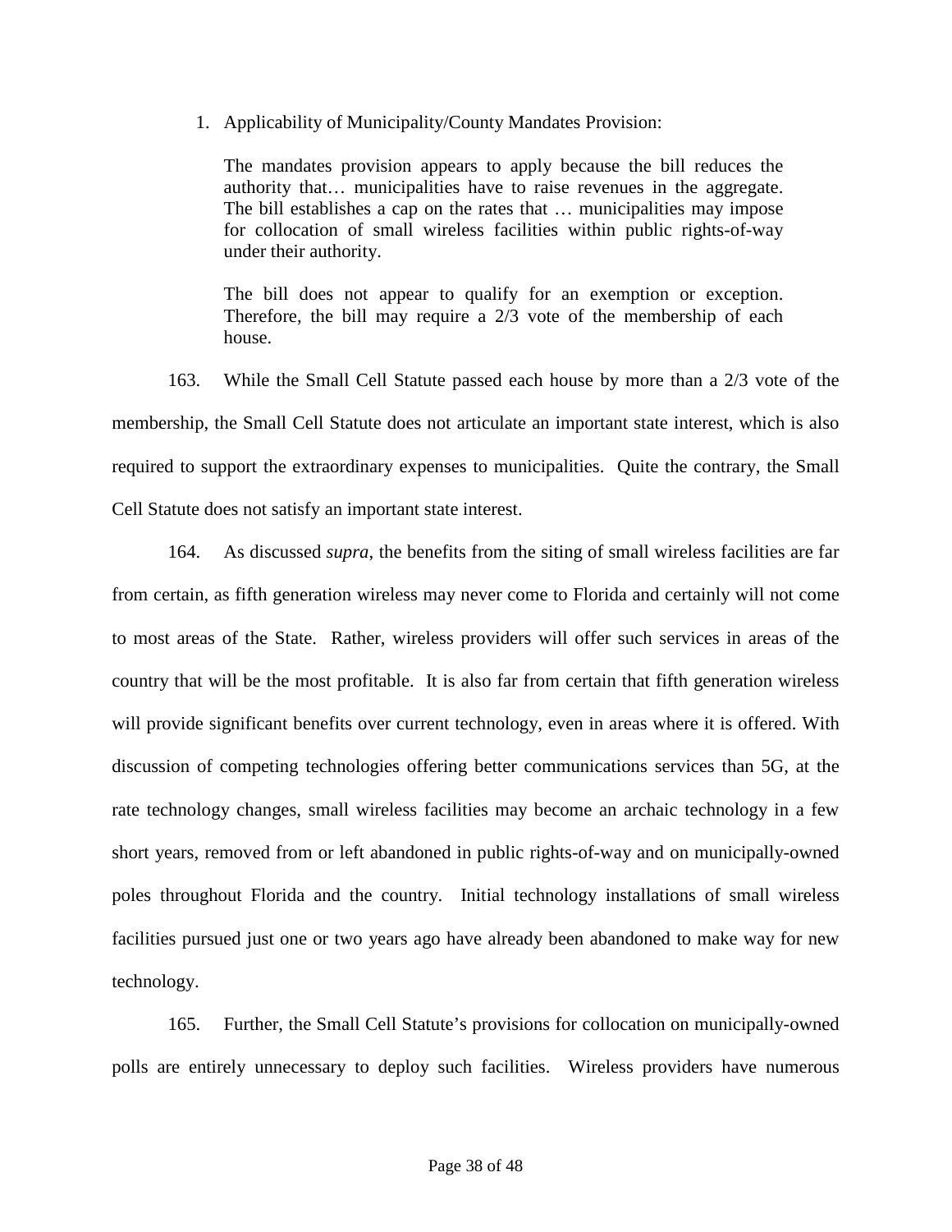1. Applicability of Municipality/County Mandates Provision:

> The mandates provision appears to apply because the bill reduces the authority that… municipalities have to raise revenues in the aggregate. The bill establishes a cap on the rates that … municipalities may impose for collocation of small wireless facilities within public rights-of-way under their authority.
>
> The bill does not appear to qualify for an exemption or exception. Therefore, the bill may require a 2/3 vote of the membership of each house.

163. While the Small Cell Statute passed each house by more than a 2/3 vote of the membership, the Small Cell Statute does not articulate an important state interest, which is also required to support the extraordinary expenses to municipalities. Quite the contrary, the Small Cell Statute does not satisfy an important state interest.

164. As discussed *supra*, the benefits from the siting of small wireless facilities are far from certain, as fifth generation wireless may never come to Florida and certainly will not come to most areas of the State. Rather, wireless providers will offer such services in areas of the country that will be the most profitable. It is also far from certain that fifth generation wireless will provide significant benefits over current technology, even in areas where it is offered. With discussion of competing technologies offering better communications services than 5G, at the rate technology changes, small wireless facilities may become an archaic technology in a few short years, removed from or left abandoned in public rights-of-way and on municipally-owned poles throughout Florida and the country. Initial technology installations of small wireless facilities pursued just one or two years ago have already been abandoned to make way for new technology.

165. Further, the Small Cell Statute's provisions for collocation on municipally-owned polls are entirely unnecessary to deploy such facilities. Wireless providers have numerous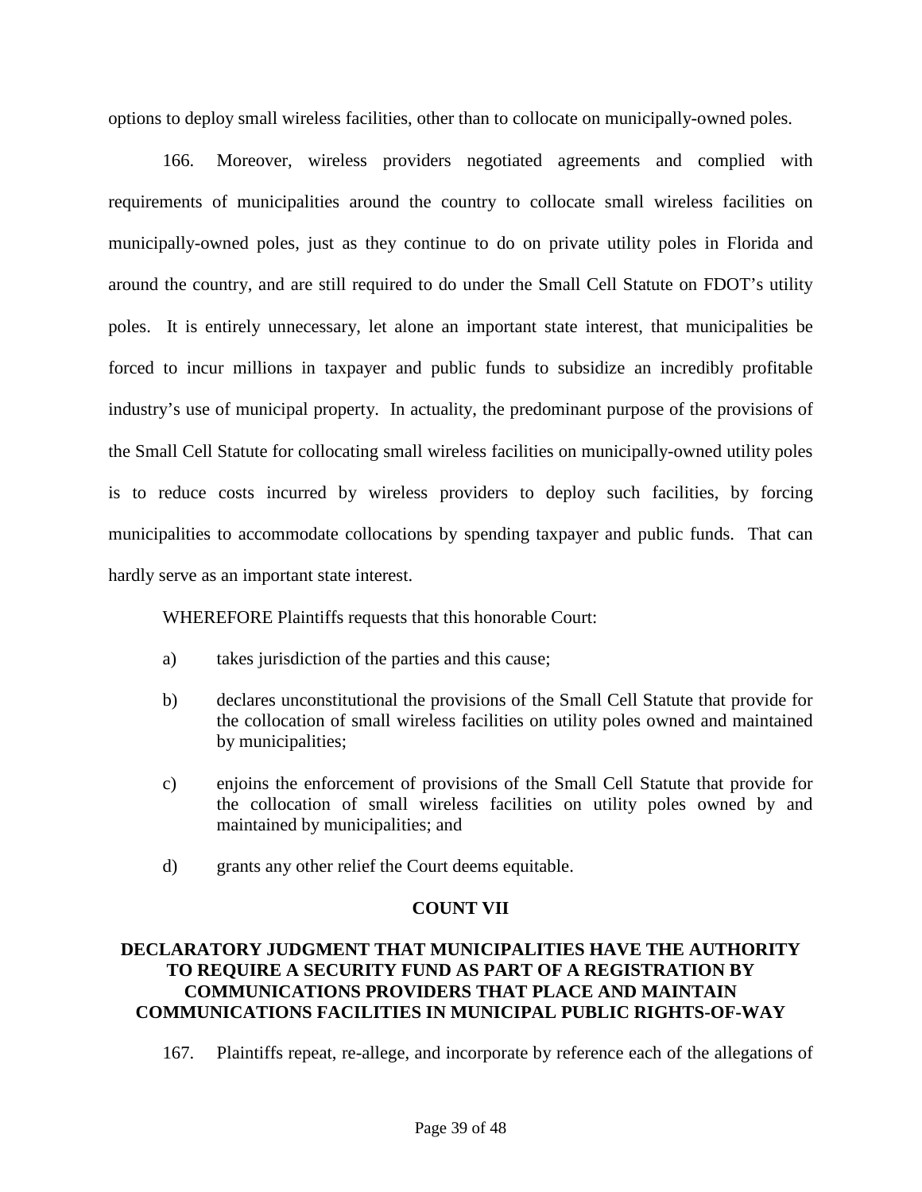options to deploy small wireless facilities, other than to collocate on municipally-owned poles.

166. Moreover, wireless providers negotiated agreements and complied with requirements of municipalities around the country to collocate small wireless facilities on municipally-owned poles, just as they continue to do on private utility poles in Florida and around the country, and are still required to do under the Small Cell Statute on FDOT's utility poles. It is entirely unnecessary, let alone an important state interest, that municipalities be forced to incur millions in taxpayer and public funds to subsidize an incredibly profitable industry's use of municipal property. In actuality, the predominant purpose of the provisions of the Small Cell Statute for collocating small wireless facilities on municipally-owned utility poles is to reduce costs incurred by wireless providers to deploy such facilities, by forcing municipalities to accommodate collocations by spending taxpayer and public funds. That can hardly serve as an important state interest.

WHEREFORE Plaintiffs requests that this honorable Court:

a) takes jurisdiction of the parties and this cause;

b) declares unconstitutional the provisions of the Small Cell Statute that provide for the collocation of small wireless facilities on utility poles owned and maintained by municipalities;

c) enjoins the enforcement of provisions of the Small Cell Statute that provide for the collocation of small wireless facilities on utility poles owned by and maintained by municipalities; and

d) grants any other relief the Court deems equitable.

## COUNT VII

## DECLARATORY JUDGMENT THAT MUNICIPALITIES HAVE THE AUTHORITY TO REQUIRE A SECURITY FUND AS PART OF A REGISTRATION BY COMMUNICATIONS PROVIDERS THAT PLACE AND MAINTAIN COMMUNICATIONS FACILITIES IN MUNICIPAL PUBLIC RIGHTS-OF-WAY

167. Plaintiffs repeat, re-allege, and incorporate by reference each of the allegations of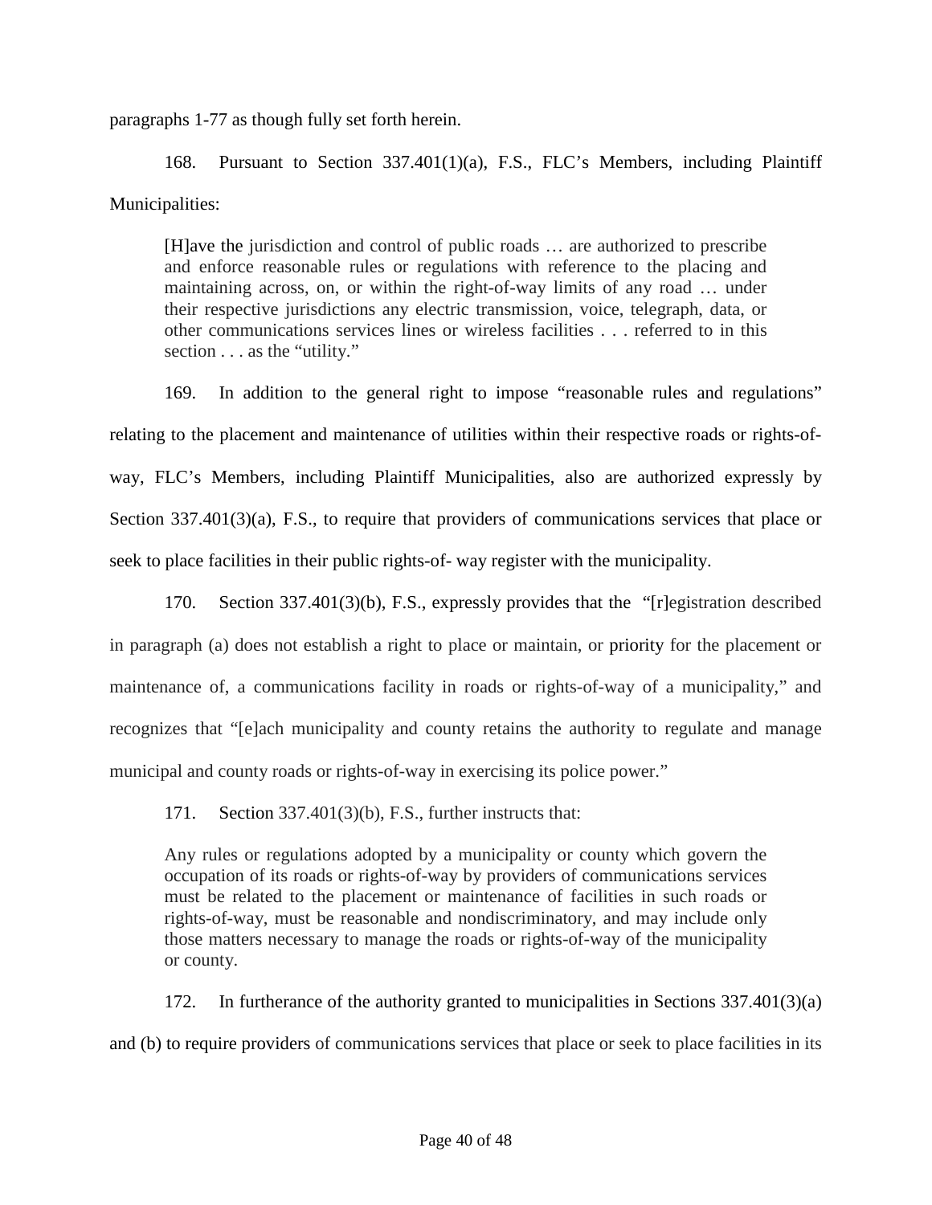paragraphs 1-77 as though fully set forth herein.

168. Pursuant to Section 337.401(1)(a), F.S., FLC's Members, including Plaintiff Municipalities:

> [H]ave the jurisdiction and control of public roads … are authorized to prescribe and enforce reasonable rules or regulations with reference to the placing and maintaining across, on, or within the right-of-way limits of any road … under their respective jurisdictions any electric transmission, voice, telegraph, data, or other communications services lines or wireless facilities . . . referred to in this section . . . as the "utility."

169. In addition to the general right to impose "reasonable rules and regulations" relating to the placement and maintenance of utilities within their respective roads or rights-of-way, FLC's Members, including Plaintiff Municipalities, also are authorized expressly by Section 337.401(3)(a), F.S., to require that providers of communications services that place or seek to place facilities in their public rights-of- way register with the municipality.

170. Section 337.401(3)(b), F.S., expressly provides that the "[r]egistration described in paragraph (a) does not establish a right to place or maintain, or priority for the placement or maintenance of, a communications facility in roads or rights-of-way of a municipality," and recognizes that "[e]ach municipality and county retains the authority to regulate and manage municipal and county roads or rights-of-way in exercising its police power."

171. Section 337.401(3)(b), F.S., further instructs that:

> Any rules or regulations adopted by a municipality or county which govern the occupation of its roads or rights-of-way by providers of communications services must be related to the placement or maintenance of facilities in such roads or rights-of-way, must be reasonable and nondiscriminatory, and may include only those matters necessary to manage the roads or rights-of-way of the municipality or county.

172. In furtherance of the authority granted to municipalities in Sections 337.401(3)(a) and (b) to require providers of communications services that place or seek to place facilities in its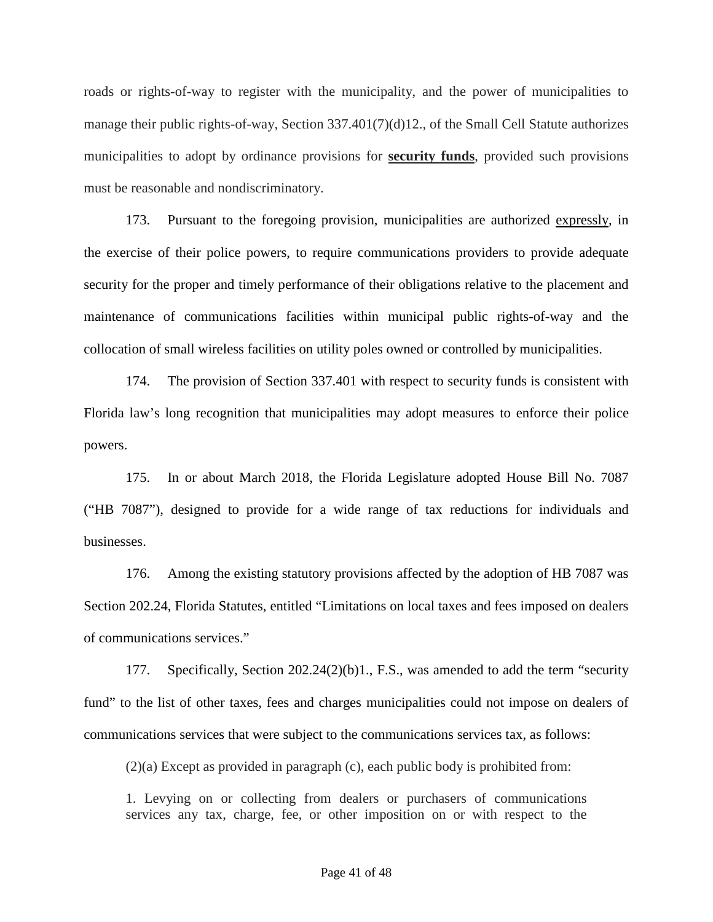roads or rights-of-way to register with the municipality, and the power of municipalities to manage their public rights-of-way, Section 337.401(7)(d)12., of the Small Cell Statute authorizes municipalities to adopt by ordinance provisions for **security funds**, provided such provisions must be reasonable and nondiscriminatory.

173. Pursuant to the foregoing provision, municipalities are authorized expressly, in the exercise of their police powers, to require communications providers to provide adequate security for the proper and timely performance of their obligations relative to the placement and maintenance of communications facilities within municipal public rights-of-way and the collocation of small wireless facilities on utility poles owned or controlled by municipalities.

174. The provision of Section 337.401 with respect to security funds is consistent with Florida law's long recognition that municipalities may adopt measures to enforce their police powers.

175. In or about March 2018, the Florida Legislature adopted House Bill No. 7087 ("HB 7087"), designed to provide for a wide range of tax reductions for individuals and businesses.

176. Among the existing statutory provisions affected by the adoption of HB 7087 was Section 202.24, Florida Statutes, entitled "Limitations on local taxes and fees imposed on dealers of communications services."

177. Specifically, Section 202.24(2)(b)1., F.S., was amended to add the term "security fund" to the list of other taxes, fees and charges municipalities could not impose on dealers of communications services that were subject to the communications services tax, as follows:

> (2)(a) Except as provided in paragraph (c), each public body is prohibited from:
>
> 1. Levying on or collecting from dealers or purchasers of communications services any tax, charge, fee, or other imposition on or with respect to the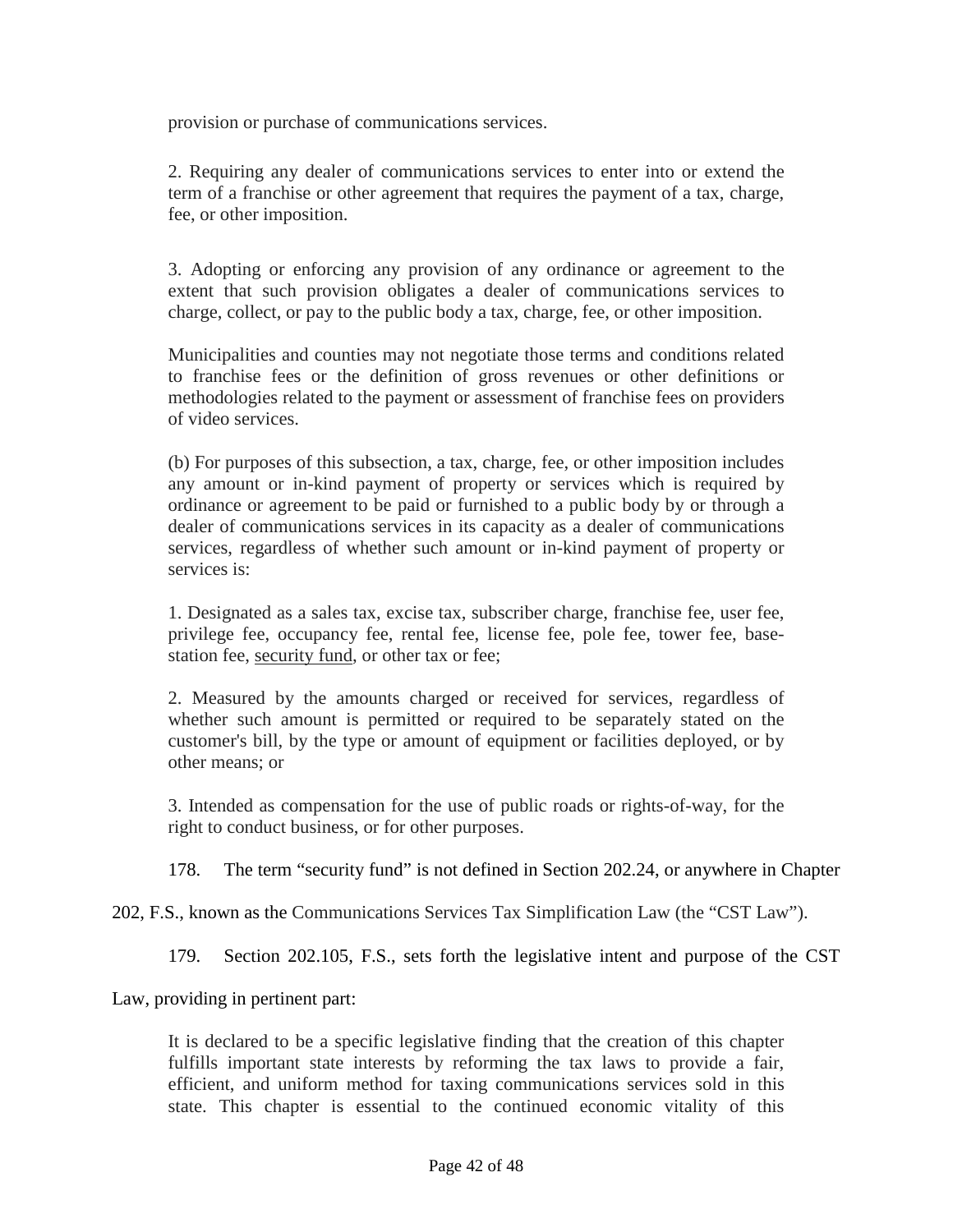> provision or purchase of communications services.
>
> 2. Requiring any dealer of communications services to enter into or extend the term of a franchise or other agreement that requires the payment of a tax, charge, fee, or other imposition.
>
> 3. Adopting or enforcing any provision of any ordinance or agreement to the extent that such provision obligates a dealer of communications services to charge, collect, or pay to the public body a tax, charge, fee, or other imposition.
>
> Municipalities and counties may not negotiate those terms and conditions related to franchise fees or the definition of gross revenues or other definitions or methodologies related to the payment or assessment of franchise fees on providers of video services.
>
> (b) For purposes of this subsection, a tax, charge, fee, or other imposition includes any amount or in-kind payment of property or services which is required by ordinance or agreement to be paid or furnished to a public body by or through a dealer of communications services in its capacity as a dealer of communications services, regardless of whether such amount or in-kind payment of property or services is:
>
> 1. Designated as a sales tax, excise tax, subscriber charge, franchise fee, user fee, privilege fee, occupancy fee, rental fee, license fee, pole fee, tower fee, base-station fee, <u>security fund</u>, or other tax or fee;
>
> 2. Measured by the amounts charged or received for services, regardless of whether such amount is permitted or required to be separately stated on the customer's bill, by the type or amount of equipment or facilities deployed, or by other means; or
>
> 3. Intended as compensation for the use of public roads or rights-of-way, for the right to conduct business, or for other purposes.

178. The term "security fund" is not defined in Section 202.24, or anywhere in Chapter 202, F.S., known as the Communications Services Tax Simplification Law (the "CST Law").

179. Section 202.105, F.S., sets forth the legislative intent and purpose of the CST Law, providing in pertinent part:

> It is declared to be a specific legislative finding that the creation of this chapter fulfills important state interests by reforming the tax laws to provide a fair, efficient, and uniform method for taxing communications services sold in this state. This chapter is essential to the continued economic vitality of this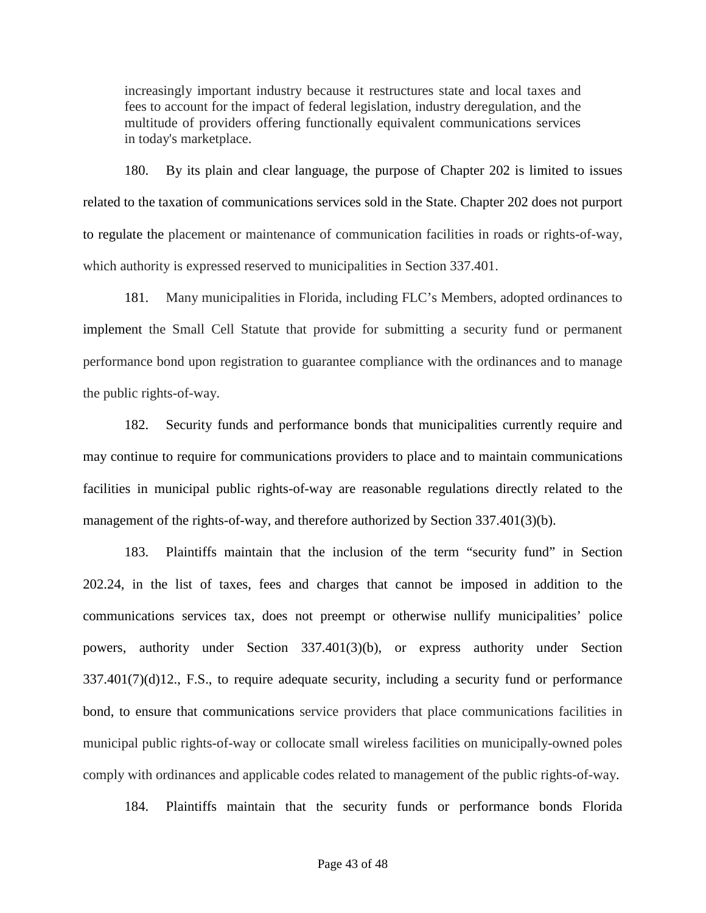> increasingly important industry because it restructures state and local taxes and fees to account for the impact of federal legislation, industry deregulation, and the multitude of providers offering functionally equivalent communications services in today's marketplace.

180. By its plain and clear language, the purpose of Chapter 202 is limited to issues related to the taxation of communications services sold in the State. Chapter 202 does not purport to regulate the placement or maintenance of communication facilities in roads or rights-of-way, which authority is expressed reserved to municipalities in Section 337.401.

181. Many municipalities in Florida, including FLC's Members, adopted ordinances to implement the Small Cell Statute that provide for submitting a security fund or permanent performance bond upon registration to guarantee compliance with the ordinances and to manage the public rights-of-way.

182. Security funds and performance bonds that municipalities currently require and may continue to require for communications providers to place and to maintain communications facilities in municipal public rights-of-way are reasonable regulations directly related to the management of the rights-of-way, and therefore authorized by Section 337.401(3)(b).

183. Plaintiffs maintain that the inclusion of the term "security fund" in Section 202.24, in the list of taxes, fees and charges that cannot be imposed in addition to the communications services tax, does not preempt or otherwise nullify municipalities' police powers, authority under Section 337.401(3)(b), or express authority under Section 337.401(7)(d)12., F.S., to require adequate security, including a security fund or performance bond, to ensure that communications service providers that place communications facilities in municipal public rights-of-way or collocate small wireless facilities on municipally-owned poles comply with ordinances and applicable codes related to management of the public rights-of-way.

184. Plaintiffs maintain that the security funds or performance bonds Florida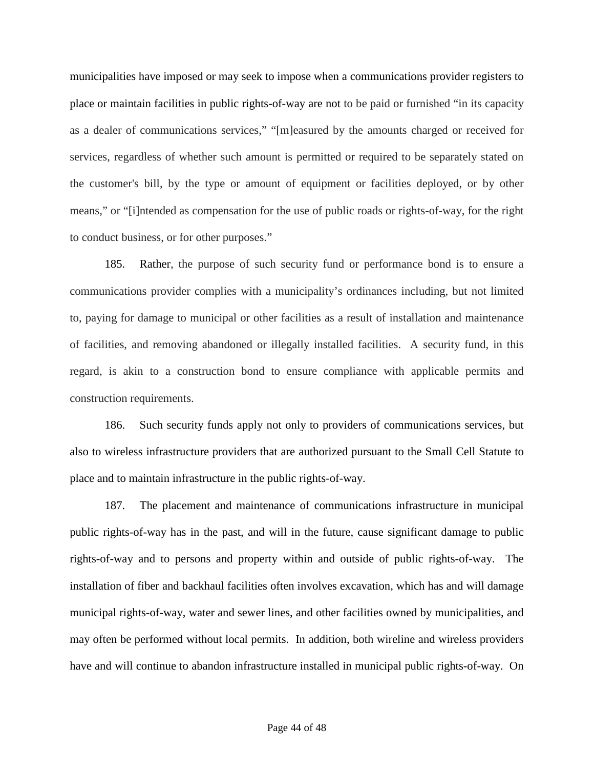municipalities have imposed or may seek to impose when a communications provider registers to place or maintain facilities in public rights-of-way are not to be paid or furnished "in its capacity as a dealer of communications services," "[m]easured by the amounts charged or received for services, regardless of whether such amount is permitted or required to be separately stated on the customer's bill, by the type or amount of equipment or facilities deployed, or by other means," or "[i]ntended as compensation for the use of public roads or rights-of-way, for the right to conduct business, or for other purposes."

185. Rather, the purpose of such security fund or performance bond is to ensure a communications provider complies with a municipality's ordinances including, but not limited to, paying for damage to municipal or other facilities as a result of installation and maintenance of facilities, and removing abandoned or illegally installed facilities. A security fund, in this regard, is akin to a construction bond to ensure compliance with applicable permits and construction requirements.

186. Such security funds apply not only to providers of communications services, but also to wireless infrastructure providers that are authorized pursuant to the Small Cell Statute to place and to maintain infrastructure in the public rights-of-way.

187. The placement and maintenance of communications infrastructure in municipal public rights-of-way has in the past, and will in the future, cause significant damage to public rights-of-way and to persons and property within and outside of public rights-of-way. The installation of fiber and backhaul facilities often involves excavation, which has and will damage municipal rights-of-way, water and sewer lines, and other facilities owned by municipalities, and may often be performed without local permits. In addition, both wireline and wireless providers have and will continue to abandon infrastructure installed in municipal public rights-of-way. On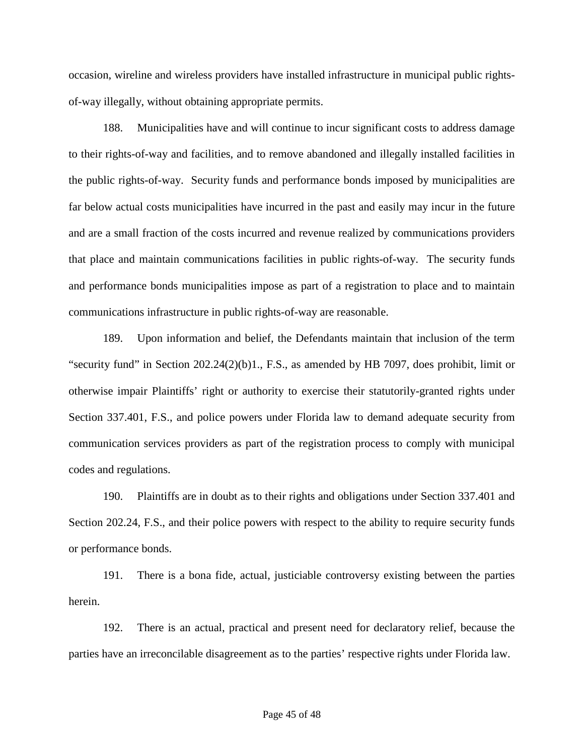occasion, wireline and wireless providers have installed infrastructure in municipal public rights-of-way illegally, without obtaining appropriate permits.

188. Municipalities have and will continue to incur significant costs to address damage to their rights-of-way and facilities, and to remove abandoned and illegally installed facilities in the public rights-of-way. Security funds and performance bonds imposed by municipalities are far below actual costs municipalities have incurred in the past and easily may incur in the future and are a small fraction of the costs incurred and revenue realized by communications providers that place and maintain communications facilities in public rights-of-way. The security funds and performance bonds municipalities impose as part of a registration to place and to maintain communications infrastructure in public rights-of-way are reasonable.

189. Upon information and belief, the Defendants maintain that inclusion of the term "security fund" in Section 202.24(2)(b)1., F.S., as amended by HB 7097, does prohibit, limit or otherwise impair Plaintiffs' right or authority to exercise their statutorily-granted rights under Section 337.401, F.S., and police powers under Florida law to demand adequate security from communication services providers as part of the registration process to comply with municipal codes and regulations.

190. Plaintiffs are in doubt as to their rights and obligations under Section 337.401 and Section 202.24, F.S., and their police powers with respect to the ability to require security funds or performance bonds.

191. There is a bona fide, actual, justiciable controversy existing between the parties herein.

192. There is an actual, practical and present need for declaratory relief, because the parties have an irreconcilable disagreement as to the parties' respective rights under Florida law.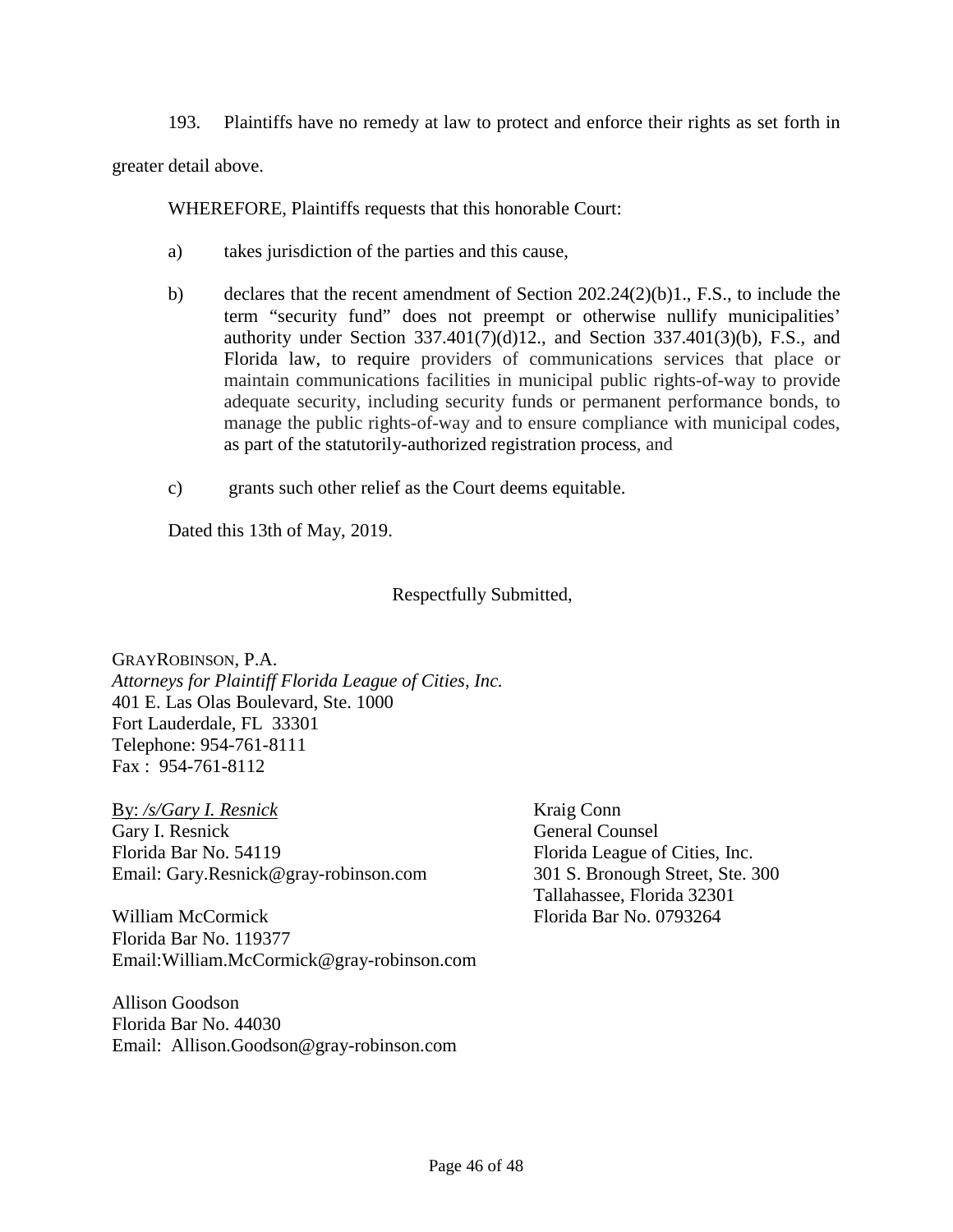193. Plaintiffs have no remedy at law to protect and enforce their rights as set forth in greater detail above.

WHEREFORE, Plaintiffs requests that this honorable Court:

a) takes jurisdiction of the parties and this cause,

b) declares that the recent amendment of Section 202.24(2)(b)1., F.S., to include the term "security fund" does not preempt or otherwise nullify municipalities' authority under Section 337.401(7)(d)12., and Section 337.401(3)(b), F.S., and Florida law, to require providers of communications services that place or maintain communications facilities in municipal public rights-of-way to provide adequate security, including security funds or permanent performance bonds, to manage the public rights-of-way and to ensure compliance with municipal codes, as part of the statutorily-authorized registration process, and

c) grants such other relief as the Court deems equitable.

Dated this 13th of May, 2019.

Respectfully Submitted,

GRAYROBINSON, P.A.
*Attorneys for Plaintiff Florida League of Cities, Inc.*
401 E. Las Olas Boulevard, Ste. 1000
Fort Lauderdale, FL 33301
Telephone: 954-761-8111
Fax : 954-761-8112

By: */s/Gary I. Resnick*
Gary I. Resnick
Florida Bar No. 54119
Email: Gary.Resnick@gray-robinson.com

William McCormick
Florida Bar No. 119377
Email:William.McCormick@gray-robinson.com

Allison Goodson
Florida Bar No. 44030
Email: Allison.Goodson@gray-robinson.com

Kraig Conn
General Counsel
Florida League of Cities, Inc.
301 S. Bronough Street, Ste. 300
Tallahassee, Florida 32301
Florida Bar No. 0793264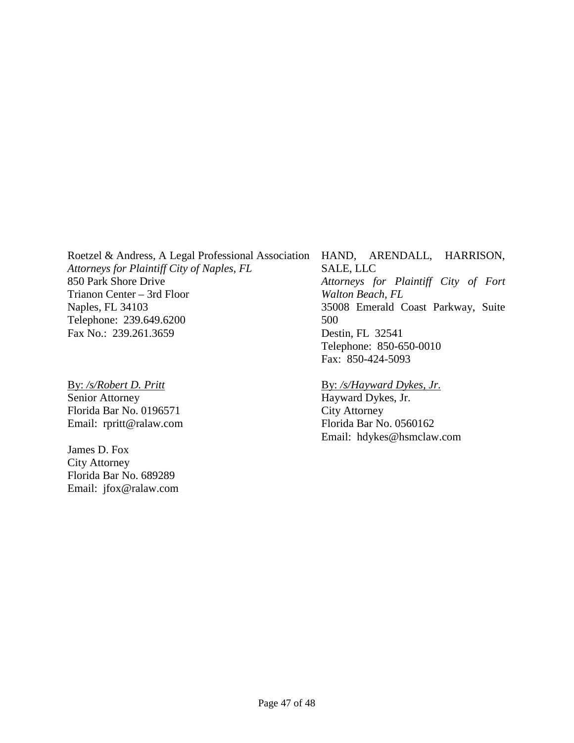Roetzel & Andress, A Legal Professional Association
*Attorneys for Plaintiff City of Naples, FL*
850 Park Shore Drive
Trianon Center – 3rd Floor
Naples, FL 34103
Telephone: 239.649.6200
Fax No.: 239.261.3659

By: */s/Robert D. Pritt*
Senior Attorney
Florida Bar No. 0196571
Email: rpritt@ralaw.com

James D. Fox
City Attorney
Florida Bar No. 689289
Email: jfox@ralaw.com

HAND, ARENDALL, HARRISON, SALE, LLC
*Attorneys for Plaintiff City of Fort Walton Beach, FL*
35008 Emerald Coast Parkway, Suite 500
Destin, FL 32541
Telephone: 850-650-0010
Fax: 850-424-5093

By: */s/Hayward Dykes, Jr.*
Hayward Dykes, Jr.
City Attorney
Florida Bar No. 0560162
Email: hdykes@hsmclaw.com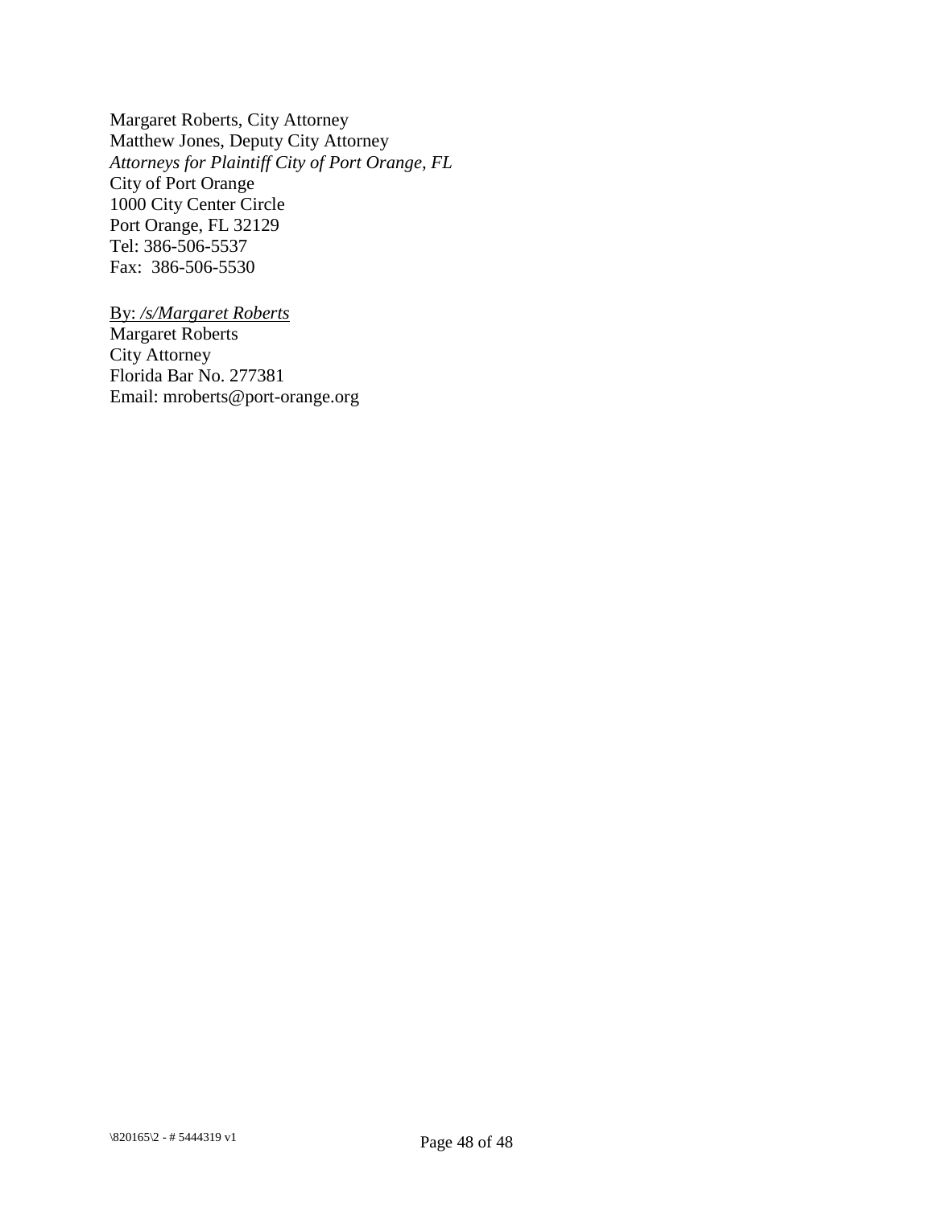Margaret Roberts, City Attorney
Matthew Jones, Deputy City Attorney
*Attorneys for Plaintiff City of Port Orange, FL*
City of Port Orange
1000 City Center Circle
Port Orange, FL 32129
Tel: 386-506-5537
Fax: 386-506-5530

By: */s/Margaret Roberts*
Margaret Roberts
City Attorney
Florida Bar No. 277381
Email: mroberts@port-orange.org

\820165\2 - # 5444319 v1